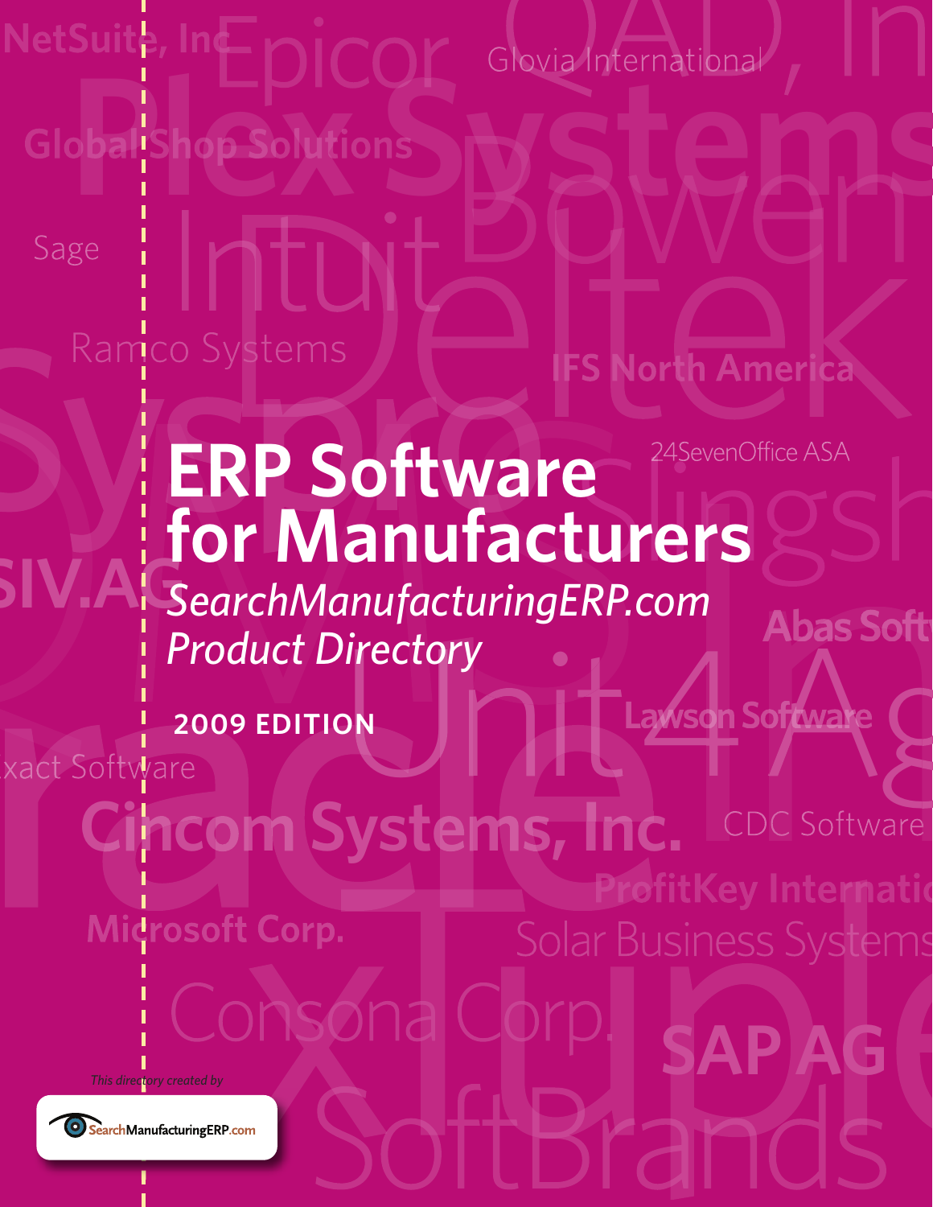# ERP Software for Manufacturers

*SearchManufacturingERP.com Product Directory*

**2009 EDITION**

*This directory created by*

SearchManufacturingERP.com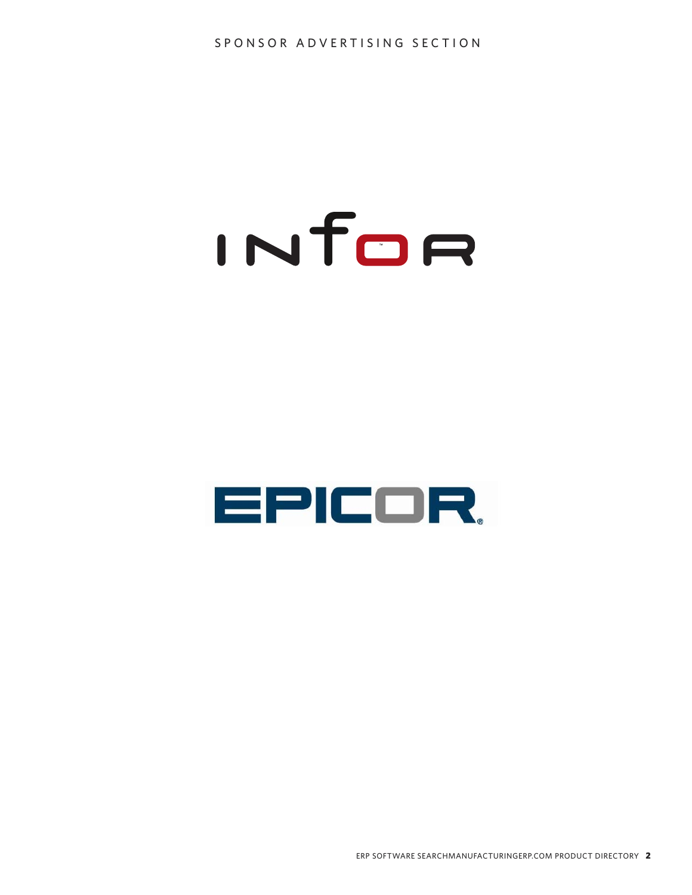SPONSOR ADVERTISING SECTION

INFOR

EPICOR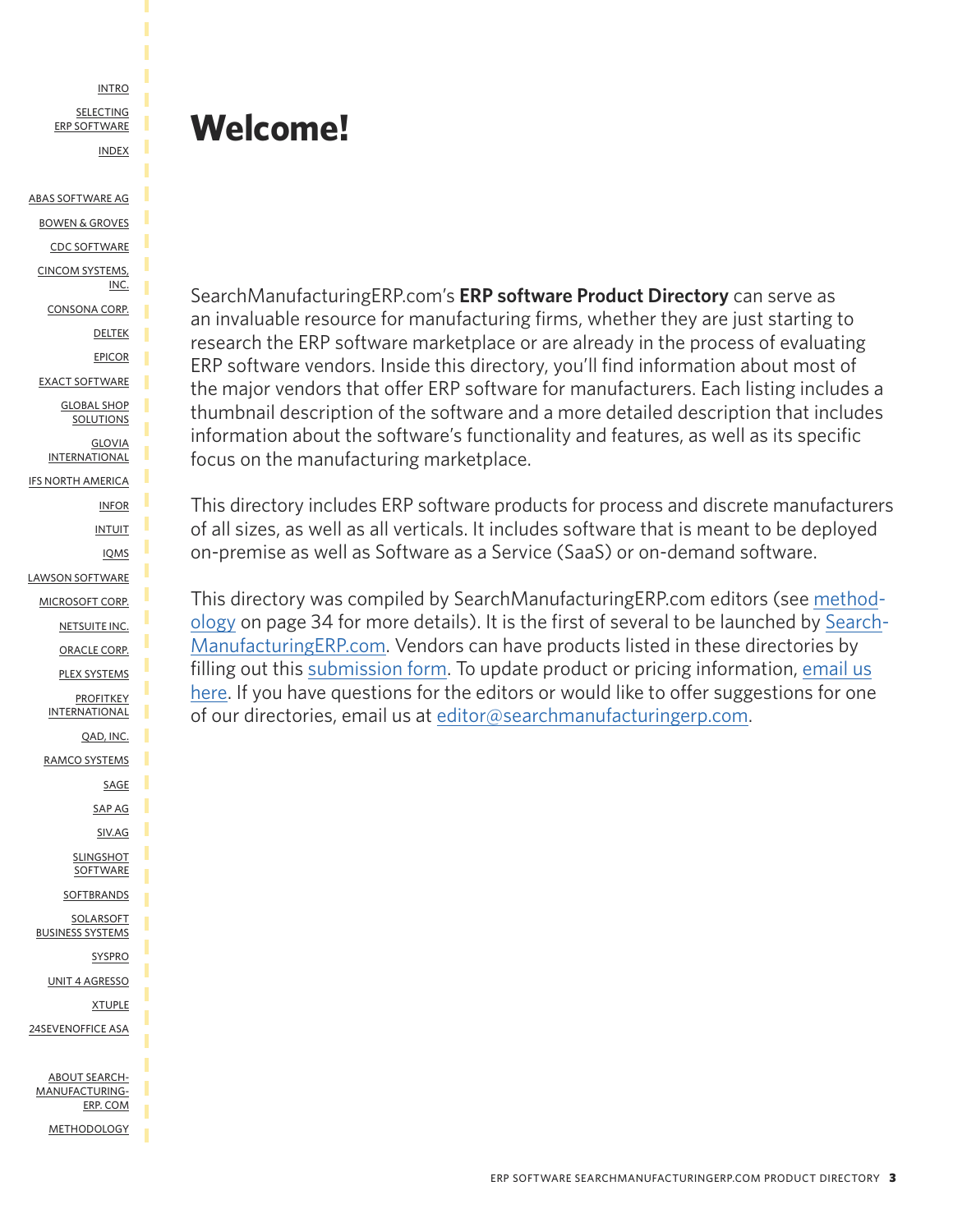# Welcome!

SearchManufacturingERP.com's **ERP software Product Directory** can serve as an invaluable resource for manufacturing firms, whether they are just starting to research the ERP software marketplace or are already in the process of evaluating ERP software vendors. Inside this directory, you'll find information about most of the major vendors that offer ERP software for manufacturers. Each listing includes a thumbnail description of the software and a more detailed description that includes information about the software's functionality and features, as well as its specific focus on the manufacturing marketplace.

This directory includes ERP software products for process and discrete manufacturers of all sizes, as well as all verticals. It includes software that is meant to be deployed on-premise as well as Software as a Service (SaaS) or on-demand software.

This directory was compiled by SearchManufacturingERP.com editors (see methodology on page 34 for more details). It is the first of several to be launched by SearchManufacturingERP.com. Vendors can have products listed in these directories by filling out this submission form. To update product or pricing information, email us here. If you have questions for the editors or would like to offer suggestions for one of our directories, email us at editor@searchmanufacturingerp.com.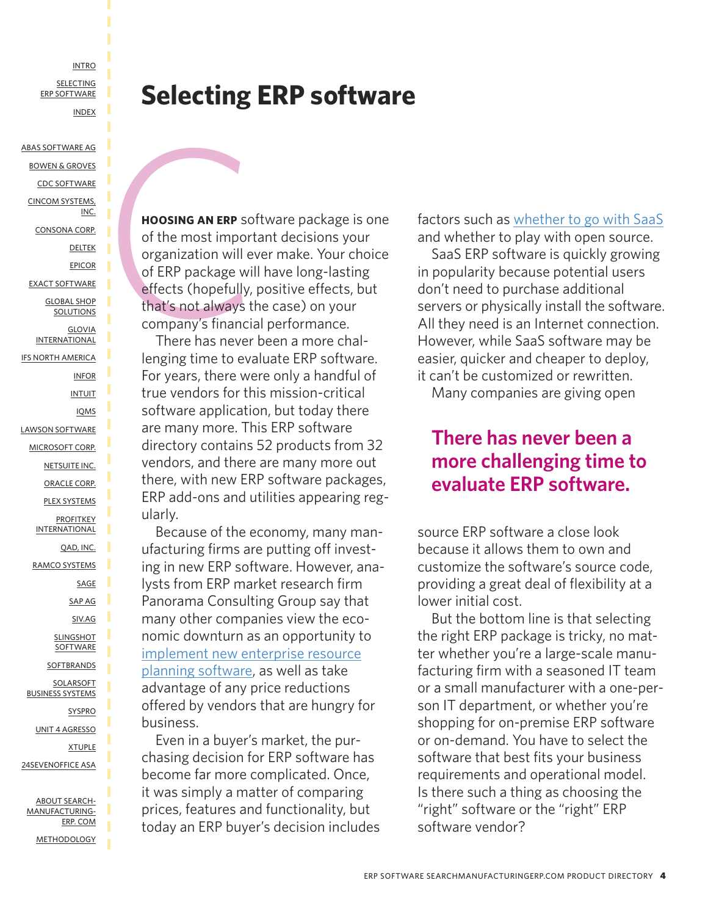# Selecting ERP software

**CHOOSING AN ERP** software package is one of the most important decisions your organization will ever make. Your choice of ERP package will have long-lasting effects (hopefully, positive effects, but that's not always the case) on your company's financial performance.

There has never been a more challenging time to evaluate ERP software. For years, there were only a handful of true vendors for this mission-critical software application, but today there are many more. This ERP software directory contains 52 products from 32 vendors, and there are many more out there, with new ERP software packages, ERP add-ons and utilities appearing regularly.

Because of the economy, many manufacturing firms are putting off investing in new ERP software. However, analysts from ERP market research firm Panorama Consulting Group say that many other companies view the economic downturn as an opportunity to implement new enterprise resource planning software, as well as take advantage of any price reductions offered by vendors that are hungry for business.

Even in a buyer's market, the purchasing decision for ERP software has become far more complicated. Once, it was simply a matter of comparing prices, features and functionality, but today an ERP buyer's decision includes factors such as whether to go with SaaS and whether to play with open source.

SaaS ERP software is quickly growing in popularity because potential users don't need to purchase additional servers or physically install the software. All they need is an Internet connection. However, while SaaS software may be easier, quicker and cheaper to deploy, it can't be customized or rewritten.

Many companies are giving open source ERP software a close look because it allows them to own and customize the software's source code, providing a great deal of flexibility at a lower initial cost.

**There has never been a more challenging time to evaluate ERP software.**

But the bottom line is that selecting the right ERP package is tricky, no matter whether you're a large-scale manufacturing firm with a seasoned IT team or a small manufacturer with a one-person IT department, or whether you're shopping for on-premise ERP software or on-demand. You have to select the software that best fits your business requirements and operational model. Is there such a thing as choosing the "right" software or the "right" ERP software vendor?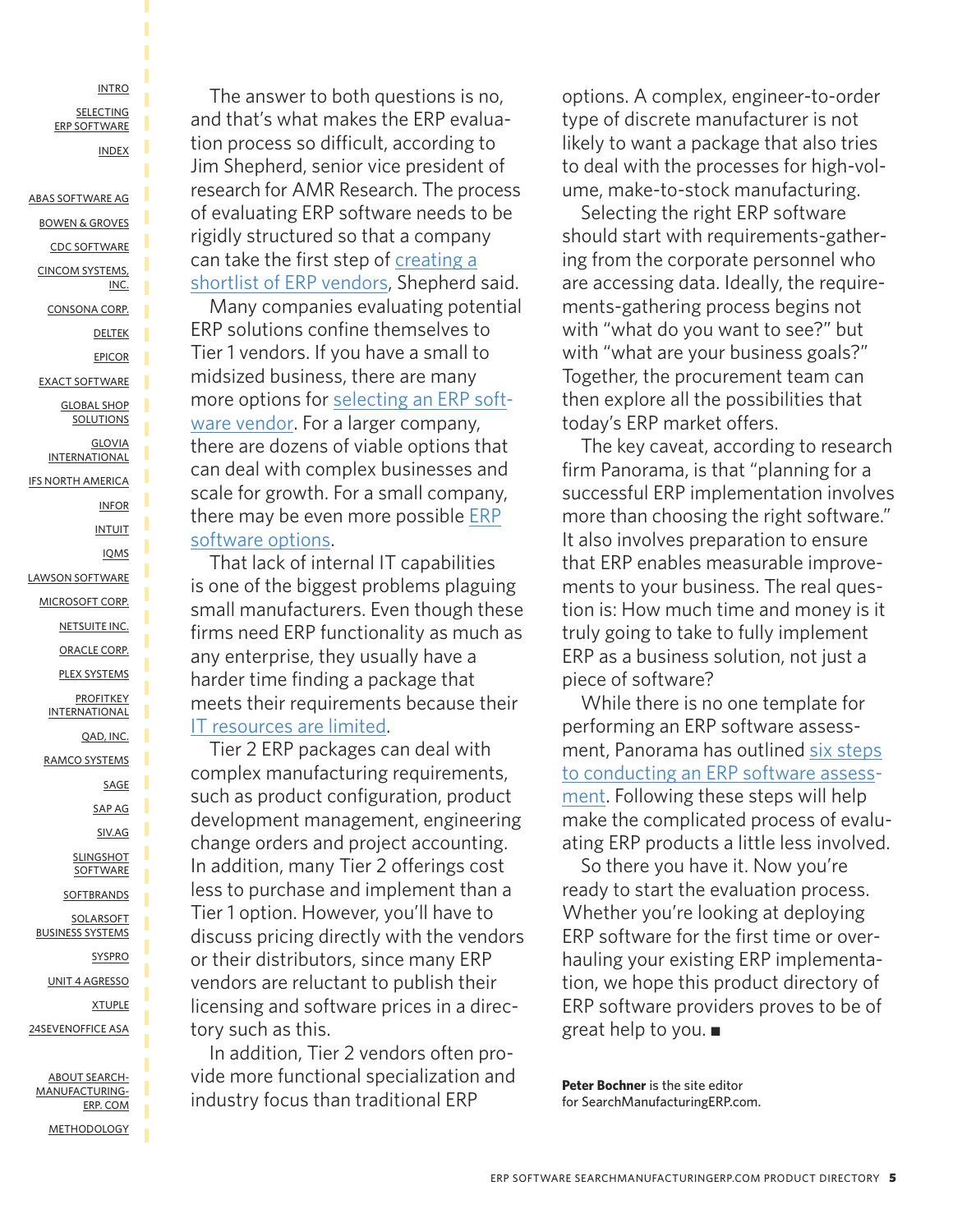The answer to both questions is no, and that's what makes the ERP evaluation process so difficult, according to Jim Shepherd, senior vice president of research for AMR Research. The process of evaluating ERP software needs to be rigidly structured so that a company can take the first step of creating a shortlist of ERP vendors, Shepherd said.

Many companies evaluating potential ERP solutions confine themselves to Tier 1 vendors. If you have a small to midsized business, there are many more options for selecting an ERP software vendor. For a larger company, there are dozens of viable options that can deal with complex businesses and scale for growth. For a small company, there may be even more possible ERP software options.

That lack of internal IT capabilities is one of the biggest problems plaguing small manufacturers. Even though these firms need ERP functionality as much as any enterprise, they usually have a harder time finding a package that meets their requirements because their IT resources are limited.

Tier 2 ERP packages can deal with complex manufacturing requirements, such as product configuration, product development management, engineering change orders and project accounting. In addition, many Tier 2 offerings cost less to purchase and implement than a Tier 1 option. However, you'll have to discuss pricing directly with the vendors or their distributors, since many ERP vendors are reluctant to publish their licensing and software prices in a directory such as this.

In addition, Tier 2 vendors often provide more functional specialization and industry focus than traditional ERP options. A complex, engineer-to-order type of discrete manufacturer is not likely to want a package that also tries to deal with the processes for high-volume, make-to-stock manufacturing.

Selecting the right ERP software should start with requirements-gathering from the corporate personnel who are accessing data. Ideally, the requirements-gathering process begins not with "what do you want to see?" but with "what are your business goals?" Together, the procurement team can then explore all the possibilities that today's ERP market offers.

The key caveat, according to research firm Panorama, is that "planning for a successful ERP implementation involves more than choosing the right software." It also involves preparation to ensure that ERP enables measurable improvements to your business. The real question is: How much time and money is it truly going to take to fully implement ERP as a business solution, not just a piece of software?

While there is no one template for performing an ERP software assessment, Panorama has outlined six steps to conducting an ERP software assessment. Following these steps will help make the complicated process of evaluating ERP products a little less involved.

So there you have it. Now you're ready to start the evaluation process. Whether you're looking at deploying ERP software for the first time or overhauling your existing ERP implementation, we hope this product directory of ERP software providers proves to be of great help to you. ■

**Peter Bochner** is the site editor for SearchManufacturingERP.com.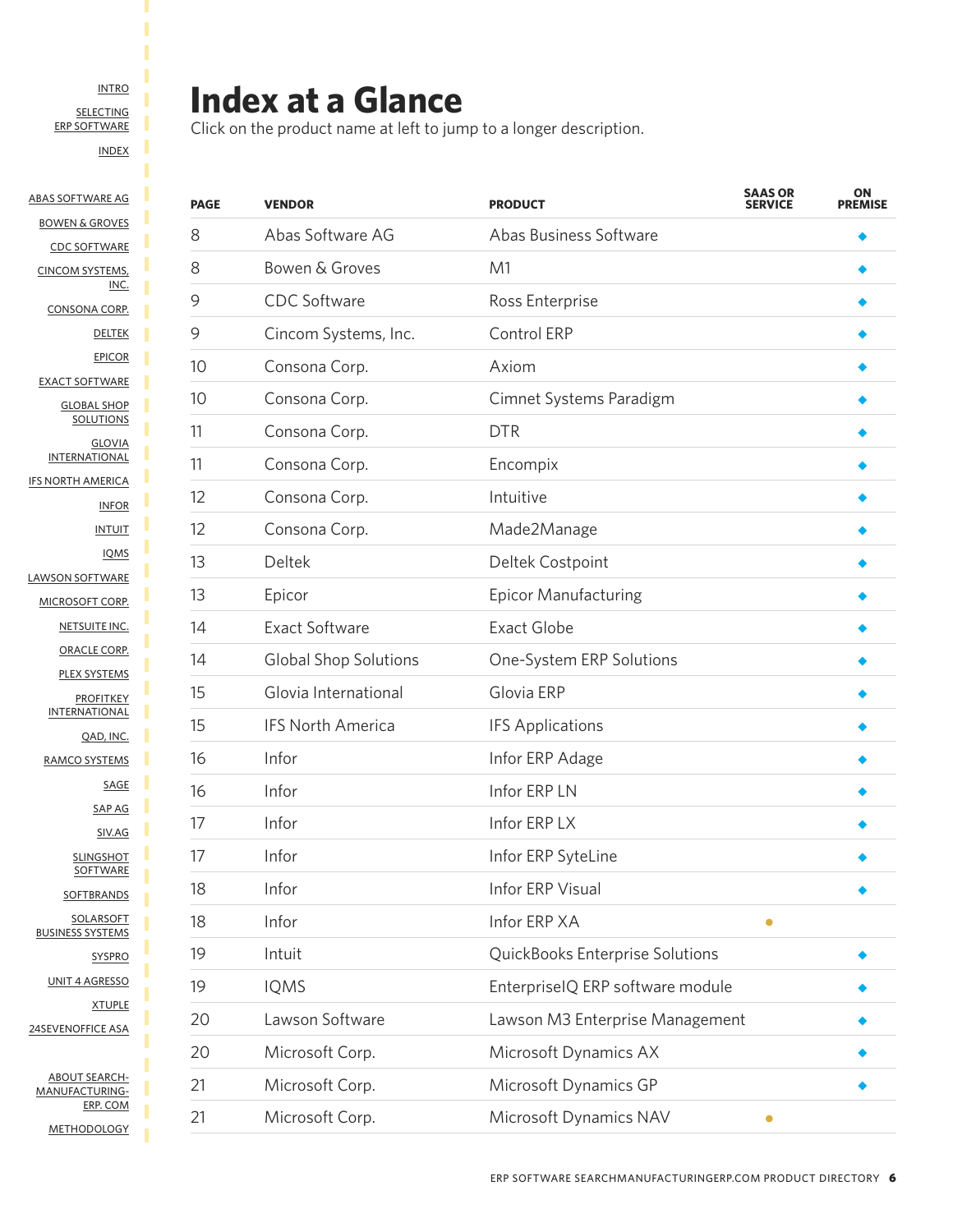INTRO

SELECTING ERP SOFTWARE

INDEX

ABAS SOFTWARE AG
BOWEN & GROVES
CDC SOFTWARE
CINCOM SYSTEMS, INC.
CONSONA CORP.
DELTEK
EPICOR
EXACT SOFTWARE
GLOBAL SHOP SOLUTIONS
GLOVIA INTERNATIONAL
IFS NORTH AMERICA
INFOR
INTUIT
IQMS
LAWSON SOFTWARE
MICROSOFT CORP.
NETSUITE INC.
ORACLE CORP.
PLEX SYSTEMS
PROFITKEY INTERNATIONAL
QAD, INC.
RAMCO SYSTEMS
SAGE
SAP AG
SIV.AG
SLINGSHOT SOFTWARE
SOFTBRANDS
SOLARSOFT BUSINESS SYSTEMS
SYSPRO
UNIT 4 AGRESSO
XTUPLE
24SEVENOFFICE ASA

ABOUT SEARCH-MANUFACTURING-ERP.COM

METHODOLOGY

# Index at a Glance

Click on the product name at left to jump to a longer description.

| PAGE | VENDOR | PRODUCT | SAAS OR SERVICE | ON PREMISE |
|---|---|---|---|---|
| 8 | Abas Software AG | Abas Business Software | | ◆ |
| 8 | Bowen & Groves | M1 | | ◆ |
| 9 | CDC Software | Ross Enterprise | | ◆ |
| 9 | Cincom Systems, Inc. | Control ERP | | ◆ |
| 10 | Consona Corp. | Axiom | | ◆ |
| 10 | Consona Corp. | Cimnet Systems Paradigm | | ◆ |
| 11 | Consona Corp. | DTR | | ◆ |
| 11 | Consona Corp. | Encompix | | ◆ |
| 12 | Consona Corp. | Intuitive | | ◆ |
| 12 | Consona Corp. | Made2Manage | | ◆ |
| 13 | Deltek | Deltek Costpoint | | ◆ |
| 13 | Epicor | Epicor Manufacturing | | ◆ |
| 14 | Exact Software | Exact Globe | | ◆ |
| 14 | Global Shop Solutions | One-System ERP Solutions | | ◆ |
| 15 | Glovia International | Glovia ERP | | ◆ |
| 15 | IFS North America | IFS Applications | | ◆ |
| 16 | Infor | Infor ERP Adage | | ◆ |
| 16 | Infor | Infor ERP LN | | ◆ |
| 17 | Infor | Infor ERP LX | | ◆ |
| 17 | Infor | Infor ERP SyteLine | | ◆ |
| 18 | Infor | Infor ERP Visual | | ◆ |
| 18 | Infor | Infor ERP XA | ● | |
| 19 | Intuit | QuickBooks Enterprise Solutions | | ◆ |
| 19 | IQMS | EnterpriseIQ ERP software module | | ◆ |
| 20 | Lawson Software | Lawson M3 Enterprise Management | | ◆ |
| 20 | Microsoft Corp. | Microsoft Dynamics AX | | ◆ |
| 21 | Microsoft Corp. | Microsoft Dynamics GP | | ◆ |
| 21 | Microsoft Corp. | Microsoft Dynamics NAV | ● | |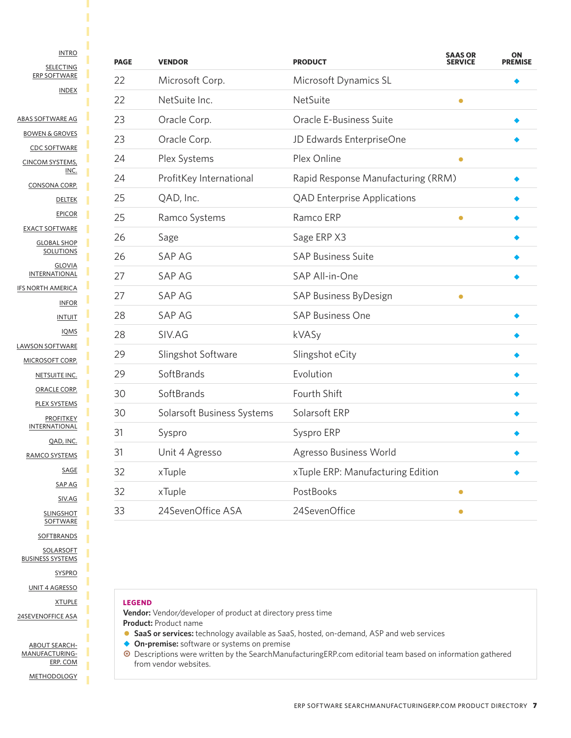INTRO

SELECTING ERP SOFTWARE

INDEX

ABAS SOFTWARE AG

BOWEN & GROVES

CDC SOFTWARE

CINCOM SYSTEMS, INC.

CONSONA CORP.

DELTEK

EPICOR

EXACT SOFTWARE

GLOBAL SHOP SOLUTIONS

GLOVIA INTERNATIONAL

IFS NORTH AMERICA

INFOR

INTUIT

IQMS

LAWSON SOFTWARE

MICROSOFT CORP.

NETSUITE INC.

ORACLE CORP.

PLEX SYSTEMS

PROFITKEY INTERNATIONAL

QAD, INC.

RAMCO SYSTEMS

SAGE

SAP AG

SIV.AG

SLINGSHOT SOFTWARE

SOFTBRANDS

SOLARSOFT BUSINESS SYSTEMS

SYSPRO

UNIT 4 AGRESSO

XTUPLE

24SEVENOFFICE ASA

ABOUT SEARCH-MANUFACTURING-ERP.COM

METHODOLOGY

| PAGE | VENDOR | PRODUCT | SAAS OR SERVICE | ON PREMISE |
|---|---|---|---|---|
| 22 | Microsoft Corp. | Microsoft Dynamics SL | | ◆ |
| 22 | NetSuite Inc. | NetSuite | ● | |
| 23 | Oracle Corp. | Oracle E-Business Suite | | ◆ |
| 23 | Oracle Corp. | JD Edwards EnterpriseOne | | ◆ |
| 24 | Plex Systems | Plex Online | ● | |
| 24 | ProfitKey International | Rapid Response Manufacturing (RRM) | | ◆ |
| 25 | QAD, Inc. | QAD Enterprise Applications | | ◆ |
| 25 | Ramco Systems | Ramco ERP | ● | ◆ |
| 26 | Sage | Sage ERP X3 | | ◆ |
| 26 | SAP AG | SAP Business Suite | | ◆ |
| 27 | SAP AG | SAP All-in-One | | ◆ |
| 27 | SAP AG | SAP Business ByDesign | ● | |
| 28 | SAP AG | SAP Business One | | ◆ |
| 28 | SIV.AG | kVASy | | ◆ |
| 29 | Slingshot Software | Slingshot eCity | | ◆ |
| 29 | SoftBrands | Evolution | | ◆ |
| 30 | SoftBrands | Fourth Shift | | ◆ |
| 30 | Solarsoft Business Systems | Solarsoft ERP | | ◆ |
| 31 | Syspro | Syspro ERP | | ◆ |
| 31 | Unit 4 Agresso | Agresso Business World | | ◆ |
| 32 | xTuple | xTuple ERP: Manufacturing Edition | | ◆ |
| 32 | xTuple | PostBooks | ● | |
| 33 | 24SevenOffice ASA | 24SevenOffice | ● | |

**LEGEND**

**Vendor:** Vendor/developer of product at directory press time

**Product:** Product name

- ● **SaaS or services:** technology available as SaaS, hosted, on-demand, ASP and web services
- ◆ **On-premise:** software or systems on premise
- ⊙ Descriptions were written by the SearchManufacturingERP.com editorial team based on information gathered from vendor websites.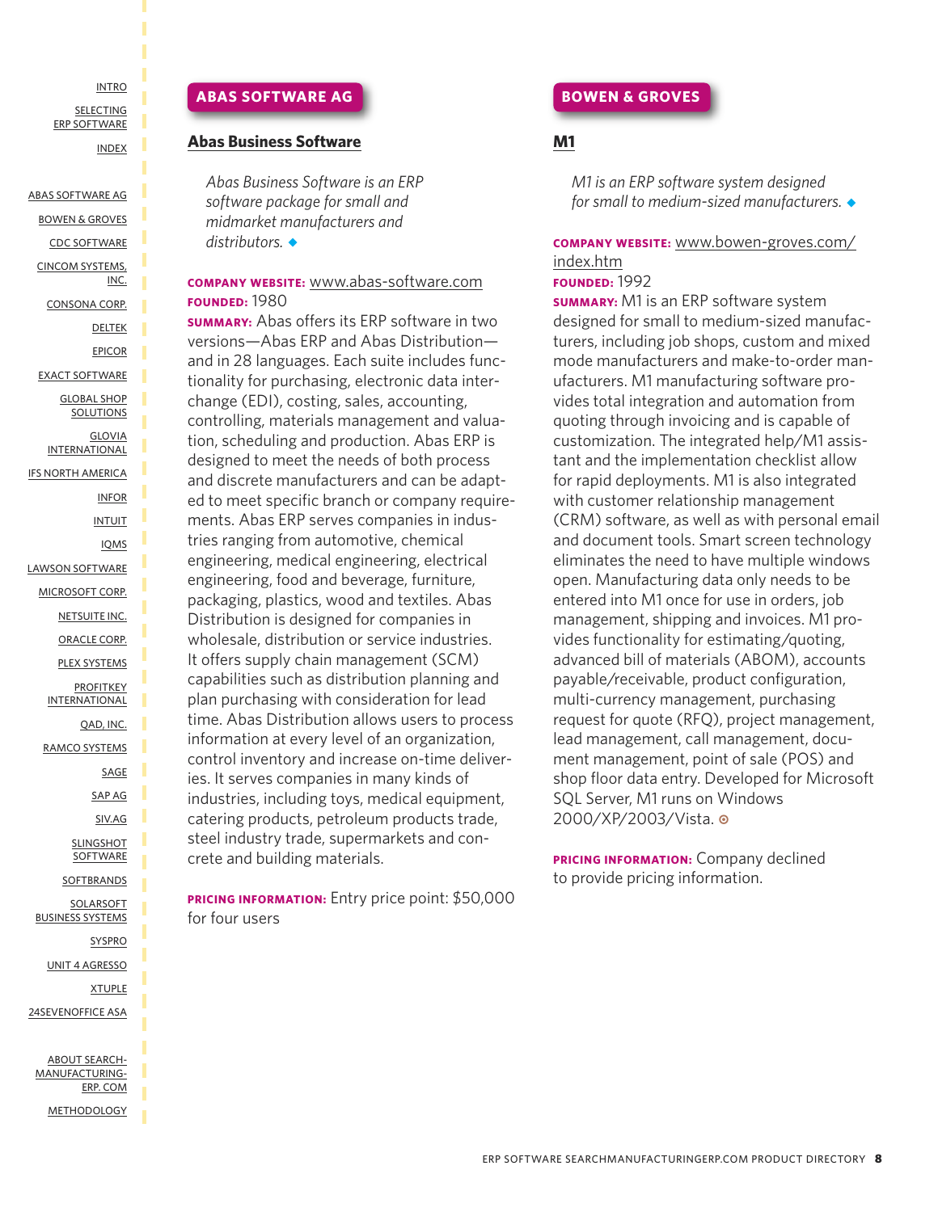## ABAS SOFTWARE AG

### Abas Business Software

*Abas Business Software is an ERP software package for small and midmarket manufacturers and distributors.* ◆

**COMPANY WEBSITE:** www.abas-software.com
**FOUNDED:** 1980
**SUMMARY:** Abas offers its ERP software in two versions—Abas ERP and Abas Distribution—and in 28 languages. Each suite includes functionality for purchasing, electronic data interchange (EDI), costing, sales, accounting, controlling, materials management and valuation, scheduling and production. Abas ERP is designed to meet the needs of both process and discrete manufacturers and can be adapted to meet specific branch or company requirements. Abas ERP serves companies in industries ranging from automotive, chemical engineering, medical engineering, electrical engineering, food and beverage, furniture, packaging, plastics, wood and textiles. Abas Distribution is designed for companies in wholesale, distribution or service industries. It offers supply chain management (SCM) capabilities such as distribution planning and plan purchasing with consideration for lead time. Abas Distribution allows users to process information at every level of an organization, control inventory and increase on-time deliveries. It serves companies in many kinds of industries, including toys, medical equipment, catering products, petroleum products trade, steel industry trade, supermarkets and concrete and building materials.

**PRICING INFORMATION:** Entry price point: $50,000 for four users

## BOWEN & GROVES

### M1

*M1 is an ERP software system designed for small to medium-sized manufacturers.* ◆

**COMPANY WEBSITE:** www.bowen-groves.com/index.htm
**FOUNDED:** 1992
**SUMMARY:** M1 is an ERP software system designed for small to medium-sized manufacturers, including job shops, custom and mixed mode manufacturers and make-to-order manufacturers. M1 manufacturing software provides total integration and automation from quoting through invoicing and is capable of customization. The integrated help/M1 assistant and the implementation checklist allow for rapid deployments. M1 is also integrated with customer relationship management (CRM) software, as well as with personal email and document tools. Smart screen technology eliminates the need to have multiple windows open. Manufacturing data only needs to be entered into M1 once for use in orders, job management, shipping and invoices. M1 provides functionality for estimating/quoting, advanced bill of materials (ABOM), accounts payable/receivable, product configuration, multi-currency management, purchasing request for quote (RFQ), project management, lead management, call management, document management, point of sale (POS) and shop floor data entry. Developed for Microsoft SQL Server, M1 runs on Windows 2000/XP/2003/Vista. ⊙

**PRICING INFORMATION:** Company declined to provide pricing information.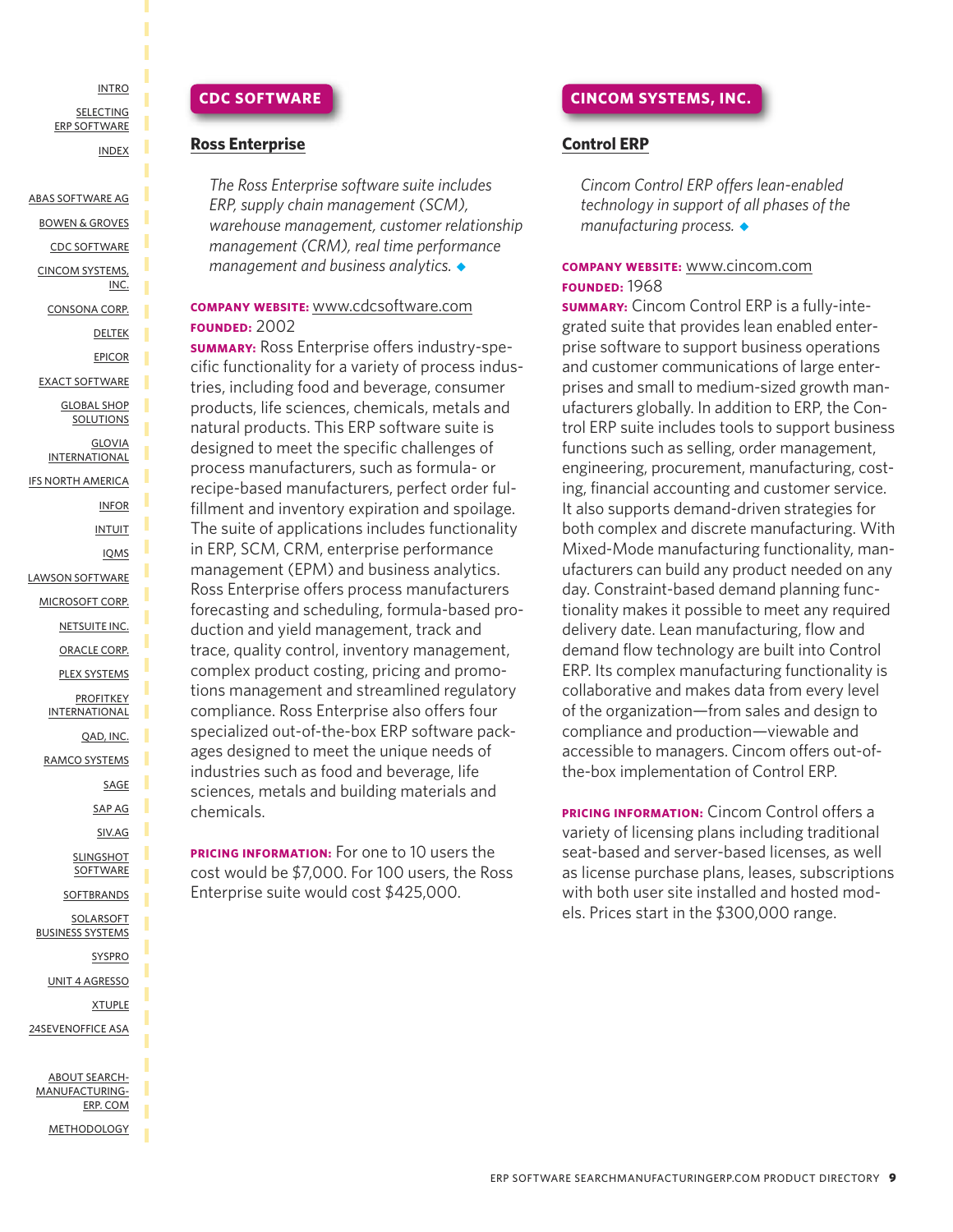## CDC SOFTWARE

### Ross Enterprise

*The Ross Enterprise software suite includes ERP, supply chain management (SCM), warehouse management, customer relationship management (CRM), real time performance management and business analytics.* ◆

**COMPANY WEBSITE:** www.cdcsoftware.com
**FOUNDED:** 2002
**SUMMARY:** Ross Enterprise offers industry-specific functionality for a variety of process industries, including food and beverage, consumer products, life sciences, chemicals, metals and natural products. This ERP software suite is designed to meet the specific challenges of process manufacturers, such as formula- or recipe-based manufacturers, perfect order fulfillment and inventory expiration and spoilage. The suite of applications includes functionality in ERP, SCM, CRM, enterprise performance management (EPM) and business analytics. Ross Enterprise offers process manufacturers forecasting and scheduling, formula-based production and yield management, track and trace, quality control, inventory management, complex product costing, pricing and promotions management and streamlined regulatory compliance. Ross Enterprise also offers four specialized out-of-the-box ERP software packages designed to meet the unique needs of industries such as food and beverage, life sciences, metals and building materials and chemicals.

**PRICING INFORMATION:** For one to 10 users the cost would be $7,000. For 100 users, the Ross Enterprise suite would cost $425,000.

## CINCOM SYSTEMS, INC.

### Control ERP

*Cincom Control ERP offers lean-enabled technology in support of all phases of the manufacturing process.* ◆

**COMPANY WEBSITE:** www.cincom.com
**FOUNDED:** 1968
**SUMMARY:** Cincom Control ERP is a fully-integrated suite that provides lean enabled enterprise software to support business operations and customer communications of large enterprises and small to medium-sized growth manufacturers globally. In addition to ERP, the Control ERP suite includes tools to support business functions such as selling, order management, engineering, procurement, manufacturing, costing, financial accounting and customer service. It also supports demand-driven strategies for both complex and discrete manufacturing. With Mixed-Mode manufacturing functionality, manufacturers can build any product needed on any day. Constraint-based demand planning functionality makes it possible to meet any required delivery date. Lean manufacturing, flow and demand flow technology are built into Control ERP. Its complex manufacturing functionality is collaborative and makes data from every level of the organization—from sales and design to compliance and production—viewable and accessible to managers. Cincom offers out-of-the-box implementation of Control ERP.

**PRICING INFORMATION:** Cincom Control offers a variety of licensing plans including traditional seat-based and server-based licenses, as well as license purchase plans, leases, subscriptions with both user site installed and hosted models. Prices start in the $300,000 range.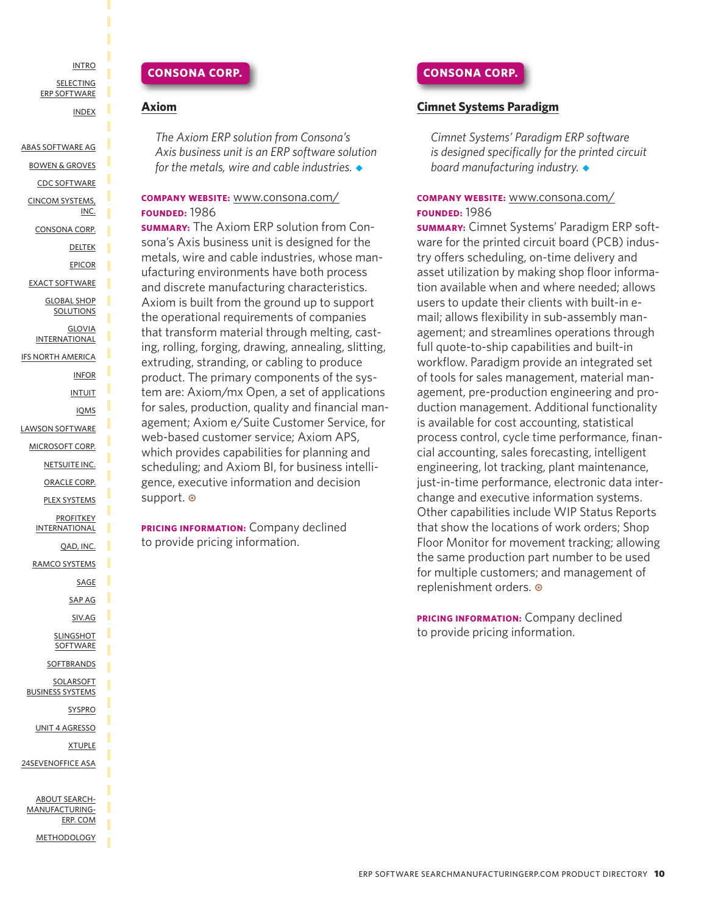## CONSONA CORP.

### Axiom

*The Axiom ERP solution from Consona's Axis business unit is an ERP software solution for the metals, wire and cable industries.* ◆

**COMPANY WEBSITE:** www.consona.com/

**FOUNDED:** 1986

**SUMMARY:** The Axiom ERP solution from Consona's Axis business unit is designed for the metals, wire and cable industries, whose manufacturing environments have both process and discrete manufacturing characteristics. Axiom is built from the ground up to support the operational requirements of companies that transform material through melting, casting, rolling, forging, drawing, annealing, slitting, extruding, stranding, or cabling to produce product. The primary components of the system are: Axiom/mx Open, a set of applications for sales, production, quality and financial management; Axiom e/Suite Customer Service, for web-based customer service; Axiom APS, which provides capabilities for planning and scheduling; and Axiom BI, for business intelligence, executive information and decision support. ⊙

**PRICING INFORMATION:** Company declined to provide pricing information.

## CONSONA CORP.

### Cimnet Systems Paradigm

*Cimnet Systems' Paradigm ERP software is designed specifically for the printed circuit board manufacturing industry.* ◆

**COMPANY WEBSITE:** www.consona.com/

**FOUNDED:** 1986

**SUMMARY:** Cimnet Systems' Paradigm ERP software for the printed circuit board (PCB) industry offers scheduling, on-time delivery and asset utilization by making shop floor information available when and where needed; allows users to update their clients with built-in e-mail; allows flexibility in sub-assembly management; and streamlines operations through full quote-to-ship capabilities and built-in workflow. Paradigm provide an integrated set of tools for sales management, material management, pre-production engineering and production management. Additional functionality is available for cost accounting, statistical process control, cycle time performance, financial accounting, sales forecasting, intelligent engineering, lot tracking, plant maintenance, just-in-time performance, electronic data interchange and executive information systems. Other capabilities include WIP Status Reports that show the locations of work orders; Shop Floor Monitor for movement tracking; allowing the same production part number to be used for multiple customers; and management of replenishment orders. ⊙

**PRICING INFORMATION:** Company declined to provide pricing information.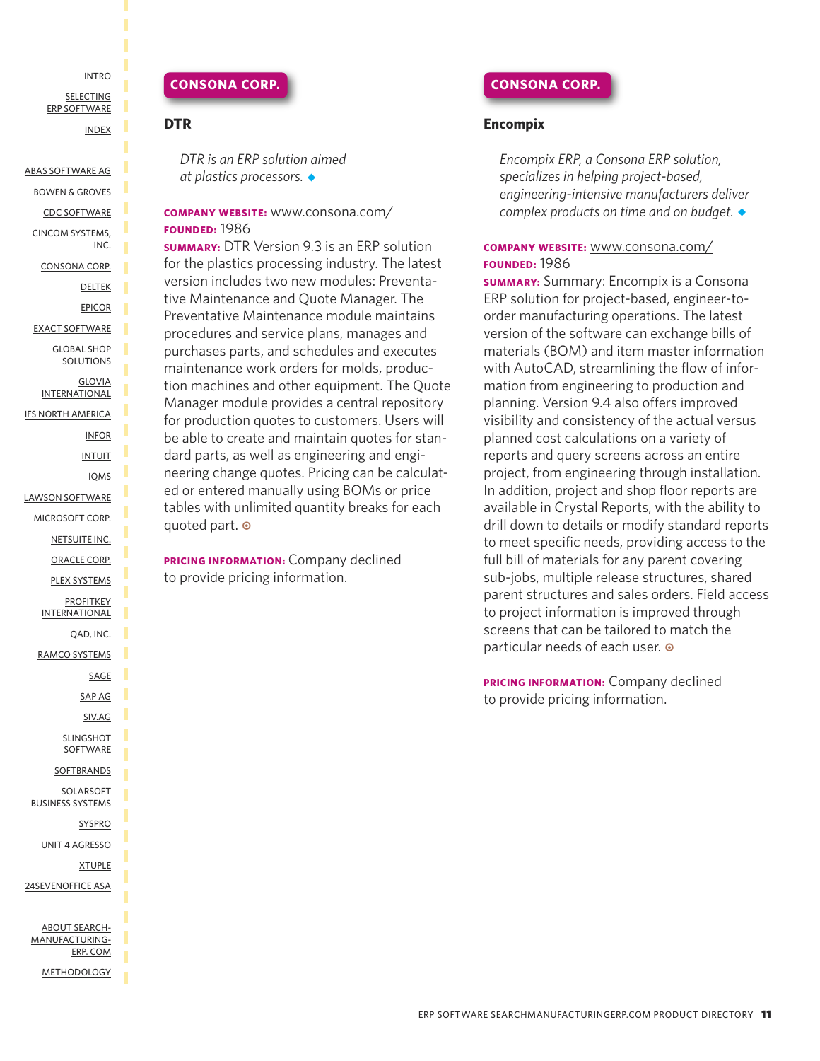## CONSONA CORP.

### DTR

*DTR is an ERP solution aimed at plastics processors.* ◆

**COMPANY WEBSITE:** www.consona.com/
**FOUNDED:** 1986
**SUMMARY:** DTR Version 9.3 is an ERP solution for the plastics processing industry. The latest version includes two new modules: Preventative Maintenance and Quote Manager. The Preventative Maintenance module maintains procedures and service plans, manages and purchases parts, and schedules and executes maintenance work orders for molds, production machines and other equipment. The Quote Manager module provides a central repository for production quotes to customers. Users will be able to create and maintain quotes for standard parts, as well as engineering and engineering change quotes. Pricing can be calculated or entered manually using BOMs or price tables with unlimited quantity breaks for each quoted part.

**PRICING INFORMATION:** Company declined to provide pricing information.

## CONSONA CORP.

### Encompix

*Encompix ERP, a Consona ERP solution, specializes in helping project-based, engineering-intensive manufacturers deliver complex products on time and on budget.* ◆

**COMPANY WEBSITE:** www.consona.com/
**FOUNDED:** 1986
**SUMMARY:** Summary: Encompix is a Consona ERP solution for project-based, engineer-to-order manufacturing operations. The latest version of the software can exchange bills of materials (BOM) and item master information with AutoCAD, streamlining the flow of information from engineering to production and planning. Version 9.4 also offers improved visibility and consistency of the actual versus planned cost calculations on a variety of reports and query screens across an entire project, from engineering through installation. In addition, project and shop floor reports are available in Crystal Reports, with the ability to drill down to details or modify standard reports to meet specific needs, providing access to the full bill of materials for any parent covering sub-jobs, multiple release structures, shared parent structures and sales orders. Field access to project information is improved through screens that can be tailored to match the particular needs of each user.

**PRICING INFORMATION:** Company declined to provide pricing information.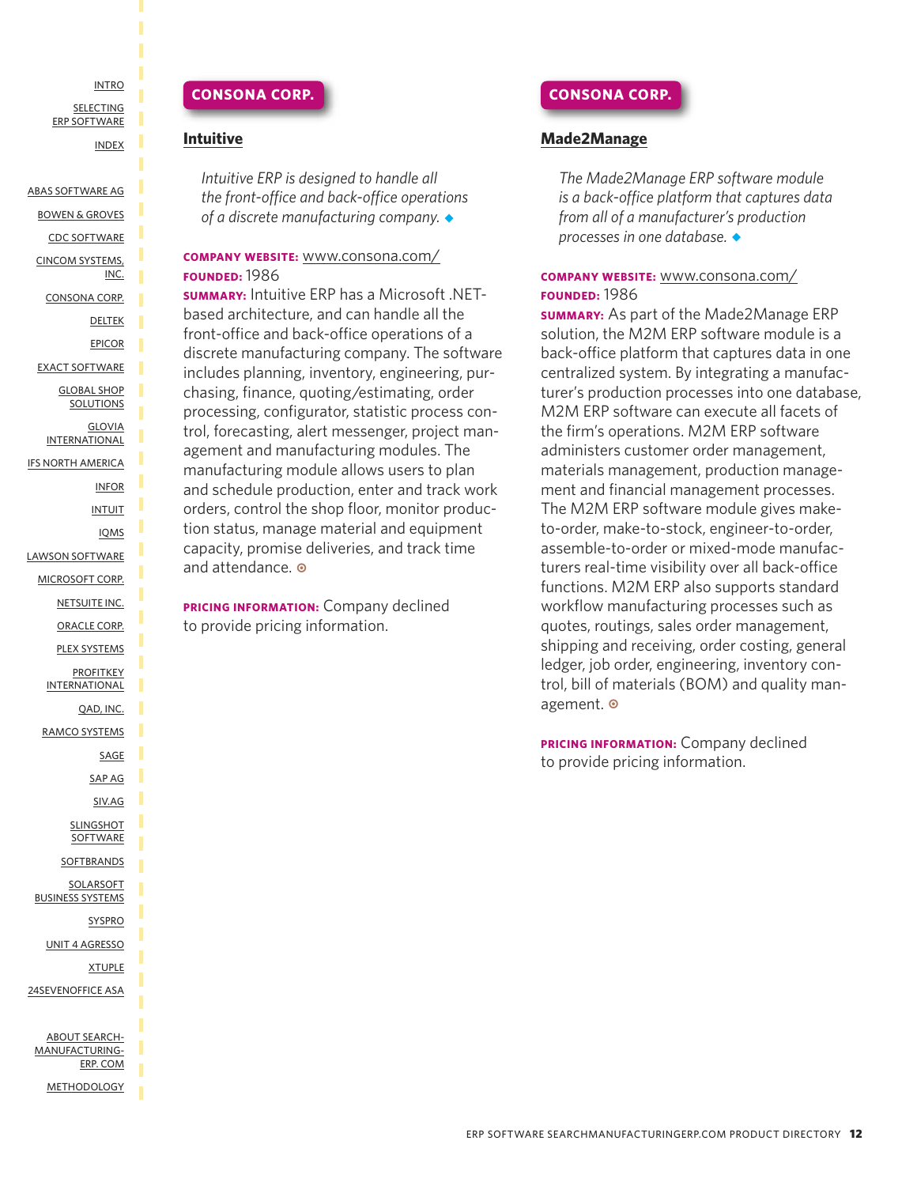## CONSONA CORP.

### Intuitive

*Intuitive ERP is designed to handle all the front-office and back-office operations of a discrete manufacturing company.* ◆

**COMPANY WEBSITE:** www.consona.com/
**FOUNDED:** 1986
**SUMMARY:** Intuitive ERP has a Microsoft .NET-based architecture, and can handle all the front-office and back-office operations of a discrete manufacturing company. The software includes planning, inventory, engineering, purchasing, finance, quoting/estimating, order processing, configurator, statistic process control, forecasting, alert messenger, project management and manufacturing modules. The manufacturing module allows users to plan and schedule production, enter and track work orders, control the shop floor, monitor production status, manage material and equipment capacity, promise deliveries, and track time and attendance.

**PRICING INFORMATION:** Company declined to provide pricing information.

## CONSONA CORP.

### Made2Manage

*The Made2Manage ERP software module is a back-office platform that captures data from all of a manufacturer's production processes in one database.* ◆

**COMPANY WEBSITE:** www.consona.com/
**FOUNDED:** 1986
**SUMMARY:** As part of the Made2Manage ERP solution, the M2M ERP software module is a back-office platform that captures data in one centralized system. By integrating a manufacturer's production processes into one database, M2M ERP software can execute all facets of the firm's operations. M2M ERP software administers customer order management, materials management, production management and financial management processes. The M2M ERP software module gives make-to-order, make-to-stock, engineer-to-order, assemble-to-order or mixed-mode manufacturers real-time visibility over all back-office functions. M2M ERP also supports standard workflow manufacturing processes such as quotes, routings, sales order management, shipping and receiving, order costing, general ledger, job order, engineering, inventory control, bill of materials (BOM) and quality management.

**PRICING INFORMATION:** Company declined to provide pricing information.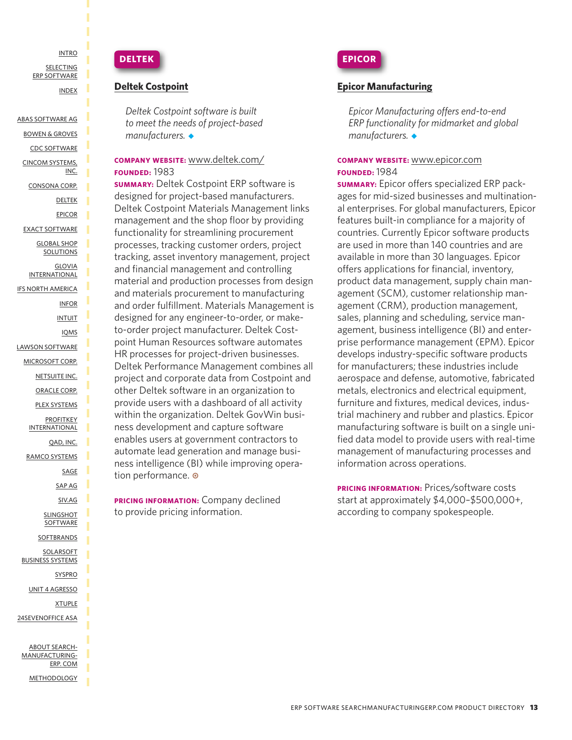## DELTEK

### Deltek Costpoint

*Deltek Costpoint software is built to meet the needs of project-based manufacturers.* ◆

**COMPANY WEBSITE:** www.deltek.com/
**FOUNDED:** 1983
**SUMMARY:** Deltek Costpoint ERP software is designed for project-based manufacturers. Deltek Costpoint Materials Management links management and the shop floor by providing functionality for streamlining procurement processes, tracking customer orders, project tracking, asset inventory management, project and financial management and controlling material and production processes from design and materials procurement to manufacturing and order fulfillment. Materials Management is designed for any engineer-to-order, or make-to-order project manufacturer. Deltek Costpoint Human Resources software automates HR processes for project-driven businesses. Deltek Performance Management combines all project and corporate data from Costpoint and other Deltek software in an organization to provide users with a dashboard of all activity within the organization. Deltek GovWin business development and capture software enables users at government contractors to automate lead generation and manage business intelligence (BI) while improving operation performance.

**PRICING INFORMATION:** Company declined to provide pricing information.

## EPICOR

### Epicor Manufacturing

*Epicor Manufacturing offers end-to-end ERP functionality for midmarket and global manufacturers.* ◆

**COMPANY WEBSITE:** www.epicor.com
**FOUNDED:** 1984
**SUMMARY:** Epicor offers specialized ERP packages for mid-sized businesses and multinational enterprises. For global manufacturers, Epicor features built-in compliance for a majority of countries. Currently Epicor software products are used in more than 140 countries and are available in more than 30 languages. Epicor offers applications for financial, inventory, product data management, supply chain management (SCM), customer relationship management (CRM), production management, sales, planning and scheduling, service management, business intelligence (BI) and enterprise performance management (EPM). Epicor develops industry-specific software products for manufacturers; these industries include aerospace and defense, automotive, fabricated metals, electronics and electrical equipment, furniture and fixtures, medical devices, industrial machinery and rubber and plastics. Epicor manufacturing software is built on a single unified data model to provide users with real-time management of manufacturing processes and information across operations.

**PRICING INFORMATION:** Prices/software costs start at approximately $4,000–$500,000+, according to company spokespeople.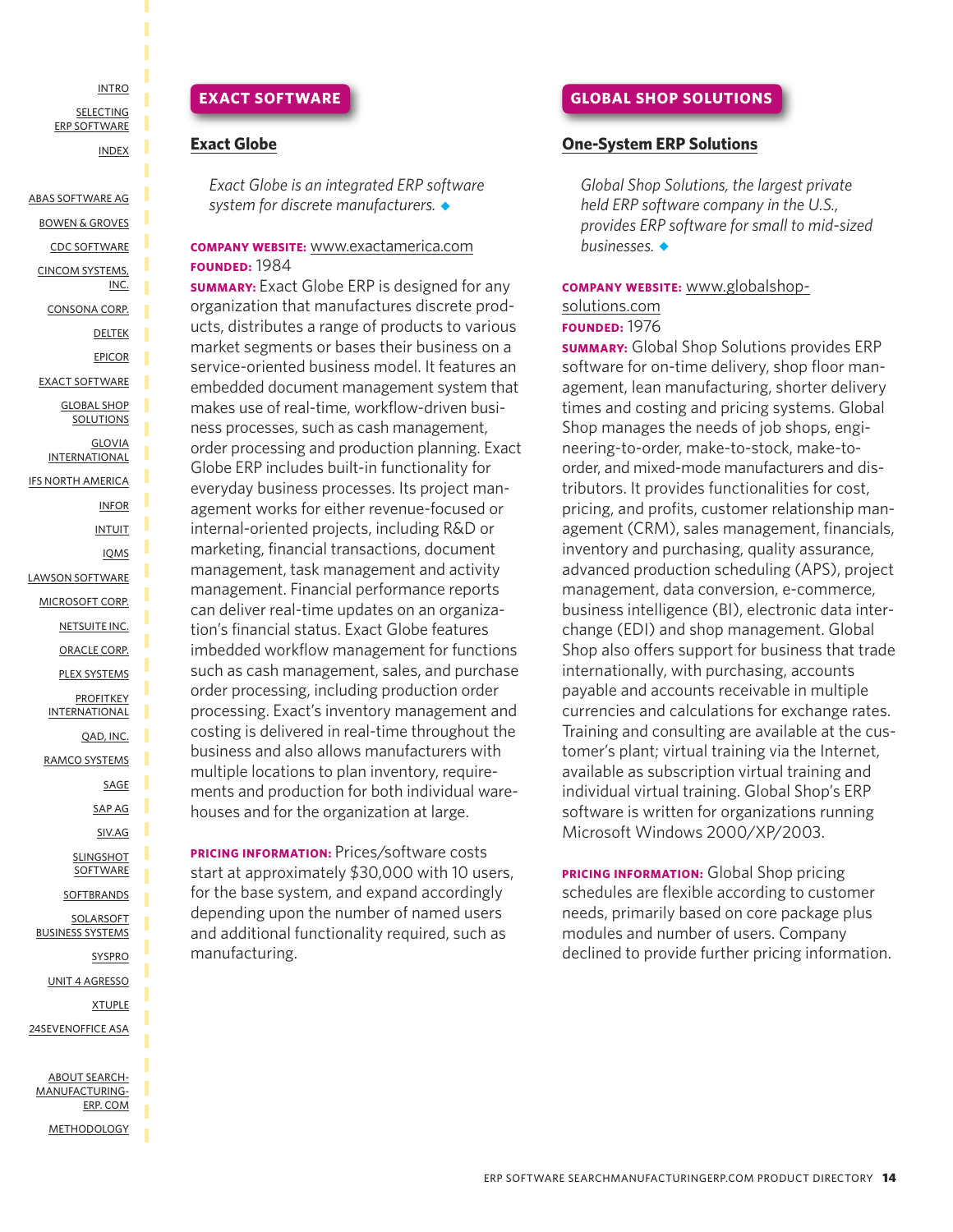## EXACT SOFTWARE

### Exact Globe

*Exact Globe is an integrated ERP software system for discrete manufacturers.* ◆

**COMPANY WEBSITE:** www.exactamerica.com
**FOUNDED:** 1984
**SUMMARY:** Exact Globe ERP is designed for any organization that manufactures discrete products, distributes a range of products to various market segments or bases their business on a service-oriented business model. It features an embedded document management system that makes use of real-time, workflow-driven business processes, such as cash management, order processing and production planning. Exact Globe ERP includes built-in functionality for everyday business processes. Its project management works for either revenue-focused or internal-oriented projects, including R&D or marketing, financial transactions, document management, task management and activity management. Financial performance reports can deliver real-time updates on an organization's financial status. Exact Globe features imbedded workflow management for functions such as cash management, sales, and purchase order processing, including production order processing. Exact's inventory management and costing is delivered in real-time throughout the business and also allows manufacturers with multiple locations to plan inventory, requirements and production for both individual warehouses and for the organization at large.

**PRICING INFORMATION:** Prices/software costs start at approximately $30,000 with 10 users, for the base system, and expand accordingly depending upon the number of named users and additional functionality required, such as manufacturing.

## GLOBAL SHOP SOLUTIONS

### One-System ERP Solutions

*Global Shop Solutions, the largest private held ERP software company in the U.S., provides ERP software for small to mid-sized businesses.* ◆

**COMPANY WEBSITE:** www.globalshop-solutions.com
**FOUNDED:** 1976
**SUMMARY:** Global Shop Solutions provides ERP software for on-time delivery, shop floor management, lean manufacturing, shorter delivery times and costing and pricing systems. Global Shop manages the needs of job shops, engineering-to-order, make-to-stock, make-to-order, and mixed-mode manufacturers and distributors. It provides functionalities for cost, pricing, and profits, customer relationship management (CRM), sales management, financials, inventory and purchasing, quality assurance, advanced production scheduling (APS), project management, data conversion, e-commerce, business intelligence (BI), electronic data interchange (EDI) and shop management. Global Shop also offers support for business that trade internationally, with purchasing, accounts payable and accounts receivable in multiple currencies and calculations for exchange rates. Training and consulting are available at the customer's plant; virtual training via the Internet, available as subscription virtual training and individual virtual training. Global Shop's ERP software is written for organizations running Microsoft Windows 2000/XP/2003.

**PRICING INFORMATION:** Global Shop pricing schedules are flexible according to customer needs, primarily based on core package plus modules and number of users. Company declined to provide further pricing information.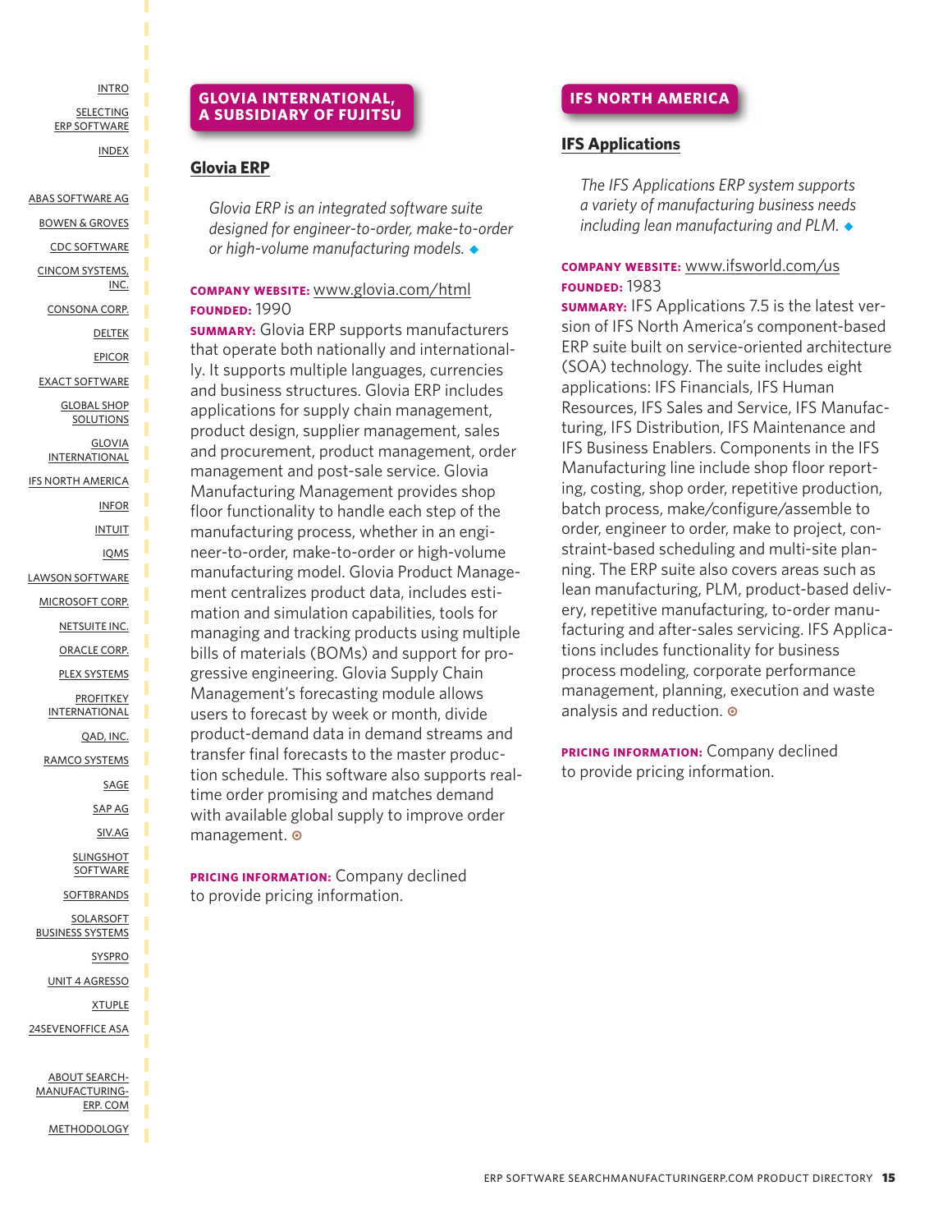## GLOVIA INTERNATIONAL, A SUBSIDIARY OF FUJITSU

### Glovia ERP

*Glovia ERP is an integrated software suite designed for engineer-to-order, make-to-order or high-volume manufacturing models.*

**COMPANY WEBSITE:** www.glovia.com/html

**FOUNDED:** 1990

**SUMMARY:** Glovia ERP supports manufacturers that operate both nationally and internationally. It supports multiple languages, currencies and business structures. Glovia ERP includes applications for supply chain management, product design, supplier management, sales and procurement, product management, order management and post-sale service. Glovia Manufacturing Management provides shop floor functionality to handle each step of the manufacturing process, whether in an engineer-to-order, make-to-order or high-volume manufacturing model. Glovia Product Management centralizes product data, includes estimation and simulation capabilities, tools for managing and tracking products using multiple bills of materials (BOMs) and support for progressive engineering. Glovia Supply Chain Management's forecasting module allows users to forecast by week or month, divide product-demand data in demand streams and transfer final forecasts to the master production schedule. This software also supports real-time order promising and matches demand with available global supply to improve order management.

**PRICING INFORMATION:** Company declined to provide pricing information.

## IFS NORTH AMERICA

### IFS Applications

*The IFS Applications ERP system supports a variety of manufacturing business needs including lean manufacturing and PLM.*

**COMPANY WEBSITE:** www.ifsworld.com/us

**FOUNDED:** 1983

**SUMMARY:** IFS Applications 7.5 is the latest version of IFS North America's component-based ERP suite built on service-oriented architecture (SOA) technology. The suite includes eight applications: IFS Financials, IFS Human Resources, IFS Sales and Service, IFS Manufacturing, IFS Distribution, IFS Maintenance and IFS Business Enablers. Components in the IFS Manufacturing line include shop floor reporting, costing, shop order, repetitive production, batch process, make/configure/assemble to order, engineer to order, make to project, constraint-based scheduling and multi-site planning. The ERP suite also covers areas such as lean manufacturing, PLM, product-based delivery, repetitive manufacturing, to-order manufacturing and after-sales servicing. IFS Applications includes functionality for business process modeling, corporate performance management, planning, execution and waste analysis and reduction.

**PRICING INFORMATION:** Company declined to provide pricing information.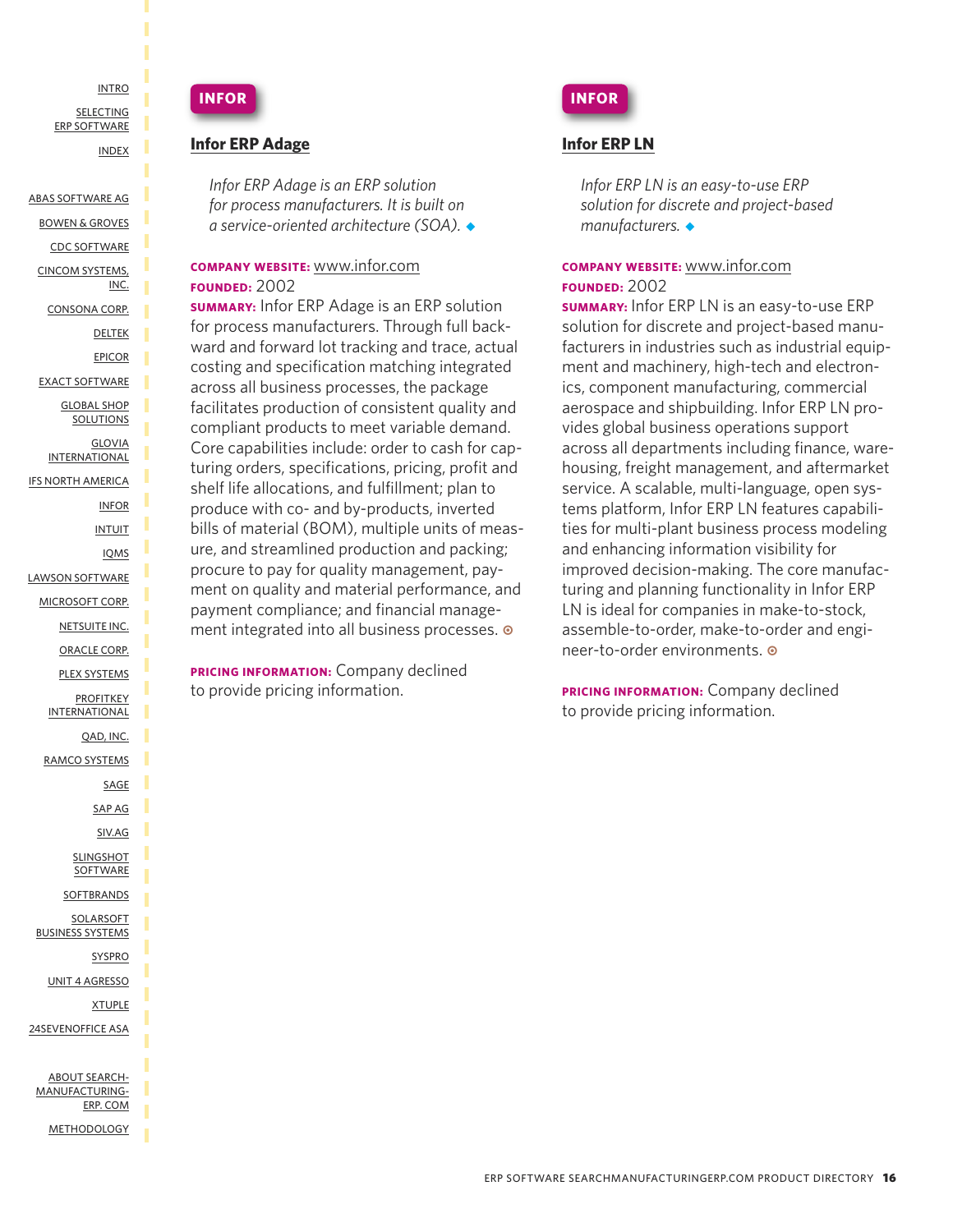INFOR

## Infor ERP Adage

*Infor ERP Adage is an ERP solution for process manufacturers. It is built on a service-oriented architecture (SOA).*

**COMPANY WEBSITE:** www.infor.com

**FOUNDED:** 2002

**SUMMARY:** Infor ERP Adage is an ERP solution for process manufacturers. Through full backward and forward lot tracking and trace, actual costing and specification matching integrated across all business processes, the package facilitates production of consistent quality and compliant products to meet variable demand. Core capabilities include: order to cash for capturing orders, specifications, pricing, profit and shelf life allocations, and fulfillment; plan to produce with co- and by-products, inverted bills of material (BOM), multiple units of measure, and streamlined production and packing; procure to pay for quality management, payment on quality and material performance, and payment compliance; and financial management integrated into all business processes.

**PRICING INFORMATION:** Company declined to provide pricing information.

INFOR

## Infor ERP LN

*Infor ERP LN is an easy-to-use ERP solution for discrete and project-based manufacturers.*

**COMPANY WEBSITE:** www.infor.com

**FOUNDED:** 2002

**SUMMARY:** Infor ERP LN is an easy-to-use ERP solution for discrete and project-based manufacturers in industries such as industrial equipment and machinery, high-tech and electronics, component manufacturing, commercial aerospace and shipbuilding. Infor ERP LN provides global business operations support across all departments including finance, warehousing, freight management, and aftermarket service. A scalable, multi-language, open systems platform, Infor ERP LN features capabilities for multi-plant business process modeling and enhancing information visibility for improved decision-making. The core manufacturing and planning functionality in Infor ERP LN is ideal for companies in make-to-stock, assemble-to-order, make-to-order and engineer-to-order environments.

**PRICING INFORMATION:** Company declined to provide pricing information.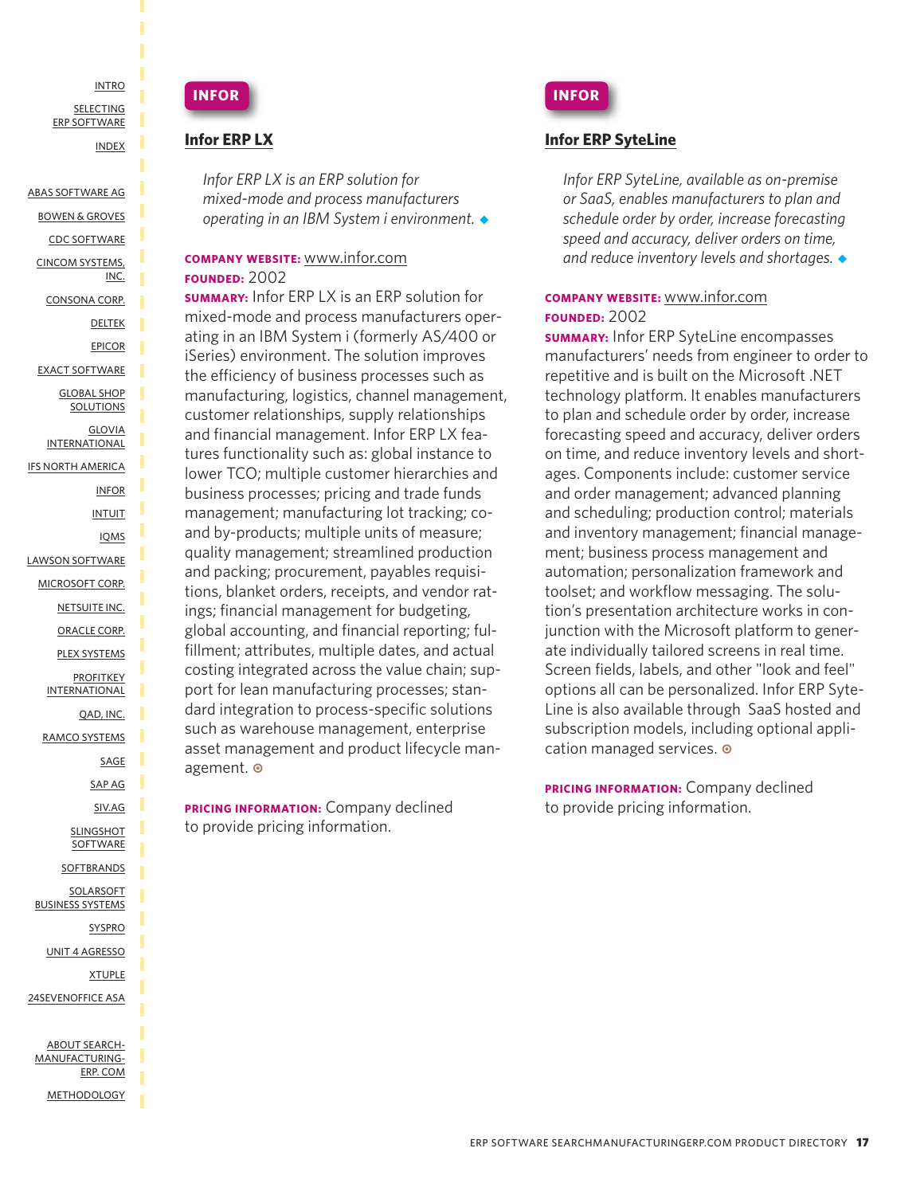INTRO

SELECTING ERP SOFTWARE

INDEX

ABAS SOFTWARE AG

BOWEN & GROVES

CDC SOFTWARE

CINCOM SYSTEMS, INC.

CONSONA CORP.

DELTEK

EPICOR

EXACT SOFTWARE

GLOBAL SHOP SOLUTIONS

GLOVIA INTERNATIONAL

IFS NORTH AMERICA

INFOR

INTUIT

IQMS

LAWSON SOFTWARE

MICROSOFT CORP.

NETSUITE INC.

ORACLE CORP.

PLEX SYSTEMS

PROFITKEY INTERNATIONAL

QAD, INC.

RAMCO SYSTEMS

SAGE

SAP AG

SIV.AG

SLINGSHOT SOFTWARE

SOFTBRANDS

SOLARSOFT BUSINESS SYSTEMS

SYSPRO

UNIT 4 AGRESSO

XTUPLE

24SEVENOFFICE ASA

ABOUT SEARCH-MANUFACTURING-ERP. COM

METHODOLOGY

**INFOR**

## Infor ERP LX

*Infor ERP LX is an ERP solution for mixed-mode and process manufacturers operating in an IBM System i environment.* ◆

**COMPANY WEBSITE:** www.infor.com
**FOUNDED:** 2002
**SUMMARY:** Infor ERP LX is an ERP solution for mixed-mode and process manufacturers operating in an IBM System i (formerly AS/400 or iSeries) environment. The solution improves the efficiency of business processes such as manufacturing, logistics, channel management, customer relationships, supply relationships and financial management. Infor ERP LX features functionality such as: global instance to lower TCO; multiple customer hierarchies and business processes; pricing and trade funds management; manufacturing lot tracking; co- and by-products; multiple units of measure; quality management; streamlined production and packing; procurement, payables requisitions, blanket orders, receipts, and vendor ratings; financial management for budgeting, global accounting, and financial reporting; fulfillment; attributes, multiple dates, and actual costing integrated across the value chain; support for lean manufacturing processes; standard integration to process-specific solutions such as warehouse management, enterprise asset management and product lifecycle management. ⊙

**PRICING INFORMATION:** Company declined to provide pricing information.

**INFOR**

## Infor ERP SyteLine

*Infor ERP SyteLine, available as on-premise or SaaS, enables manufacturers to plan and schedule order by order, increase forecasting speed and accuracy, deliver orders on time, and reduce inventory levels and shortages.* ◆

**COMPANY WEBSITE:** www.infor.com
**FOUNDED:** 2002
**SUMMARY:** Infor ERP SyteLine encompasses manufacturers' needs from engineer to order to repetitive and is built on the Microsoft .NET technology platform. It enables manufacturers to plan and schedule order by order, increase forecasting speed and accuracy, deliver orders on time, and reduce inventory levels and shortages. Components include: customer service and order management; advanced planning and scheduling; production control; materials and inventory management; financial management; business process management and automation; personalization framework and toolset; and workflow messaging. The solution's presentation architecture works in conjunction with the Microsoft platform to generate individually tailored screens in real time. Screen fields, labels, and other "look and feel" options all can be personalized. Infor ERP SyteLine is also available through SaaS hosted and subscription models, including optional application managed services. ⊙

**PRICING INFORMATION:** Company declined to provide pricing information.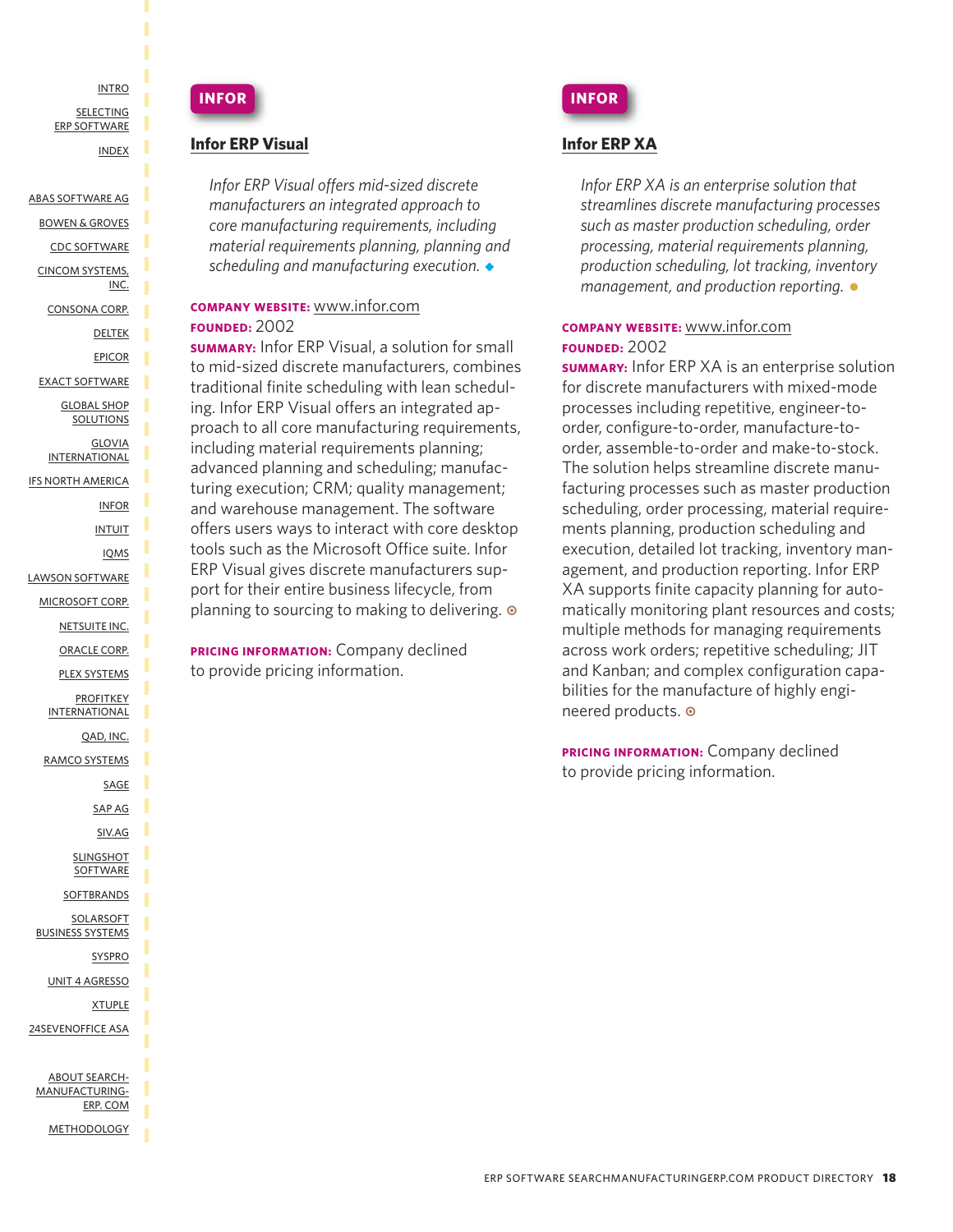INFOR

## Infor ERP Visual

*Infor ERP Visual offers mid-sized discrete manufacturers an integrated approach to core manufacturing requirements, including material requirements planning, planning and scheduling and manufacturing execution.*

**COMPANY WEBSITE:** www.infor.com

**FOUNDED:** 2002

**SUMMARY:** Infor ERP Visual, a solution for small to mid-sized discrete manufacturers, combines traditional finite scheduling with lean scheduling. Infor ERP Visual offers an integrated approach to all core manufacturing requirements, including material requirements planning; advanced planning and scheduling; manufacturing execution; CRM; quality management; and warehouse management. The software offers users ways to interact with core desktop tools such as the Microsoft Office suite. Infor ERP Visual gives discrete manufacturers support for their entire business lifecycle, from planning to sourcing to making to delivering.

**PRICING INFORMATION:** Company declined to provide pricing information.

INFOR

## Infor ERP XA

*Infor ERP XA is an enterprise solution that streamlines discrete manufacturing processes such as master production scheduling, order processing, material requirements planning, production scheduling, lot tracking, inventory management, and production reporting.*

**COMPANY WEBSITE:** www.infor.com

**FOUNDED:** 2002

**SUMMARY:** Infor ERP XA is an enterprise solution for discrete manufacturers with mixed-mode processes including repetitive, engineer-to-order, configure-to-order, manufacture-to-order, assemble-to-order and make-to-stock. The solution helps streamline discrete manufacturing processes such as master production scheduling, order processing, material requirements planning, production scheduling and execution, detailed lot tracking, inventory management, and production reporting. Infor ERP XA supports finite capacity planning for automatically monitoring plant resources and costs; multiple methods for managing requirements across work orders; repetitive scheduling; JIT and Kanban; and complex configuration capabilities for the manufacture of highly engineered products.

**PRICING INFORMATION:** Company declined to provide pricing information.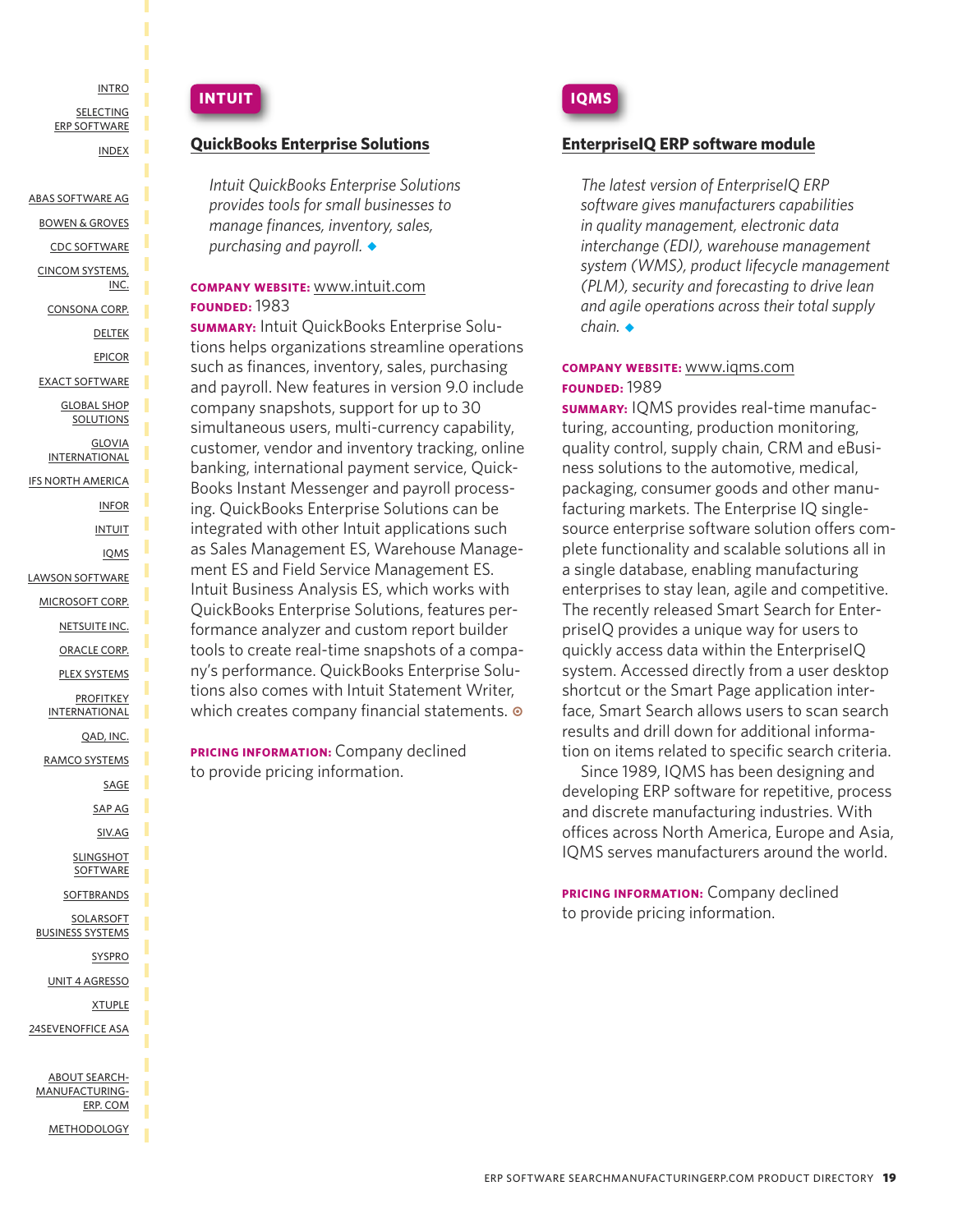INTRO

SELECTING ERP SOFTWARE

INDEX

ABAS SOFTWARE AG

BOWEN & GROVES

CDC SOFTWARE

CINCOM SYSTEMS, INC.

CONSONA CORP.

DELTEK

EPICOR

EXACT SOFTWARE

GLOBAL SHOP SOLUTIONS

GLOVIA INTERNATIONAL

IFS NORTH AMERICA

INFOR

INTUIT

IQMS

LAWSON SOFTWARE

MICROSOFT CORP.

NETSUITE INC.

ORACLE CORP.

PLEX SYSTEMS

PROFITKEY INTERNATIONAL

QAD, INC.

RAMCO SYSTEMS

SAGE

SAP AG

SIV.AG

SLINGSHOT SOFTWARE

SOFTBRANDS

SOLARSOFT BUSINESS SYSTEMS

SYSPRO

UNIT 4 AGRESSO

XTUPLE

24SEVENOFFICE ASA

ABOUT SEARCH-MANUFACTURING-ERP.COM

METHODOLOGY

## INTUIT

### QuickBooks Enterprise Solutions

*Intuit QuickBooks Enterprise Solutions provides tools for small businesses to manage finances, inventory, sales, purchasing and payroll.* ◆

**COMPANY WEBSITE:** www.intuit.com

**FOUNDED:** 1983

**SUMMARY:** Intuit QuickBooks Enterprise Solutions helps organizations streamline operations such as finances, inventory, sales, purchasing and payroll. New features in version 9.0 include company snapshots, support for up to 30 simultaneous users, multi-currency capability, customer, vendor and inventory tracking, online banking, international payment service, QuickBooks Instant Messenger and payroll processing. QuickBooks Enterprise Solutions can be integrated with other Intuit applications such as Sales Management ES, Warehouse Management ES and Field Service Management ES. Intuit Business Analysis ES, which works with QuickBooks Enterprise Solutions, features performance analyzer and custom report builder tools to create real-time snapshots of a company's performance. QuickBooks Enterprise Solutions also comes with Intuit Statement Writer, which creates company financial statements.

**PRICING INFORMATION:** Company declined to provide pricing information.

## IQMS

### EnterpriseIQ ERP software module

*The latest version of EnterpriseIQ ERP software gives manufacturers capabilities in quality management, electronic data interchange (EDI), warehouse management system (WMS), product lifecycle management (PLM), security and forecasting to drive lean and agile operations across their total supply chain.* ◆

**COMPANY WEBSITE:** www.iqms.com

**FOUNDED:** 1989

**SUMMARY:** IQMS provides real-time manufacturing, accounting, production monitoring, quality control, supply chain, CRM and eBusiness solutions to the automotive, medical, packaging, consumer goods and other manufacturing markets. The Enterprise IQ single-source enterprise software solution offers complete functionality and scalable solutions all in a single database, enabling manufacturing enterprises to stay lean, agile and competitive. The recently released Smart Search for EnterpriseIQ provides a unique way for users to quickly access data within the EnterpriseIQ system. Accessed directly from a user desktop shortcut or the Smart Page application interface, Smart Search allows users to scan search results and drill down for additional information on items related to specific search criteria.

Since 1989, IQMS has been designing and developing ERP software for repetitive, process and discrete manufacturing industries. With offices across North America, Europe and Asia, IQMS serves manufacturers around the world.

**PRICING INFORMATION:** Company declined to provide pricing information.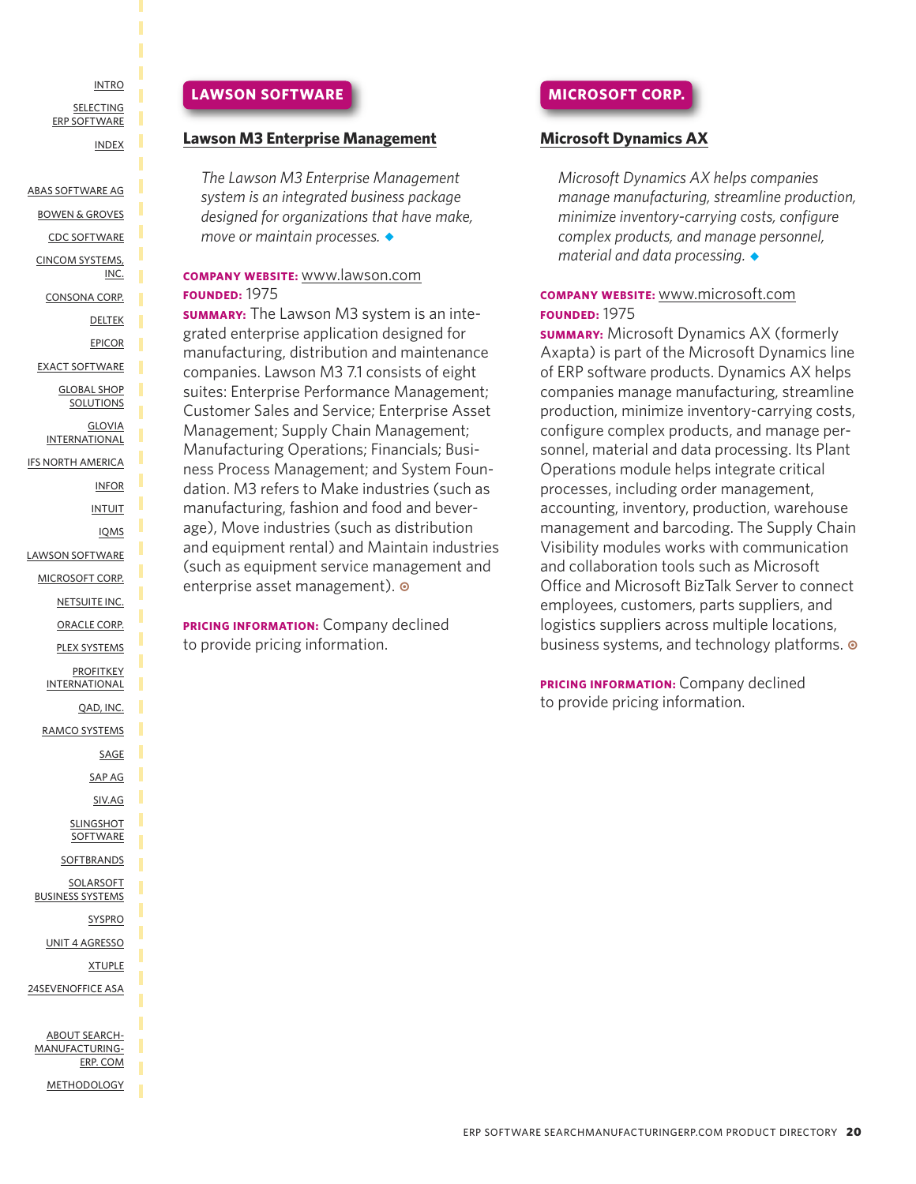## LAWSON SOFTWARE

### Lawson M3 Enterprise Management

*The Lawson M3 Enterprise Management system is an integrated business package designed for organizations that have make, move or maintain processes.*

**COMPANY WEBSITE:** www.lawson.com
**FOUNDED:** 1975
**SUMMARY:** The Lawson M3 system is an integrated enterprise application designed for manufacturing, distribution and maintenance companies. Lawson M3 7.1 consists of eight suites: Enterprise Performance Management; Customer Sales and Service; Enterprise Asset Management; Supply Chain Management; Manufacturing Operations; Financials; Business Process Management; and System Foundation. M3 refers to Make industries (such as manufacturing, fashion and food and beverage), Move industries (such as distribution and equipment rental) and Maintain industries (such as equipment service management and enterprise asset management).

**PRICING INFORMATION:** Company declined to provide pricing information.

## MICROSOFT CORP.

### Microsoft Dynamics AX

*Microsoft Dynamics AX helps companies manage manufacturing, streamline production, minimize inventory-carrying costs, configure complex products, and manage personnel, material and data processing.*

**COMPANY WEBSITE:** www.microsoft.com
**FOUNDED:** 1975
**SUMMARY:** Microsoft Dynamics AX (formerly Axapta) is part of the Microsoft Dynamics line of ERP software products. Dynamics AX helps companies manage manufacturing, streamline production, minimize inventory-carrying costs, configure complex products, and manage personnel, material and data processing. Its Plant Operations module helps integrate critical processes, including order management, accounting, inventory, production, warehouse management and barcoding. The Supply Chain Visibility modules works with communication and collaboration tools such as Microsoft Office and Microsoft BizTalk Server to connect employees, customers, parts suppliers, and logistics suppliers across multiple locations, business systems, and technology platforms.

**PRICING INFORMATION:** Company declined to provide pricing information.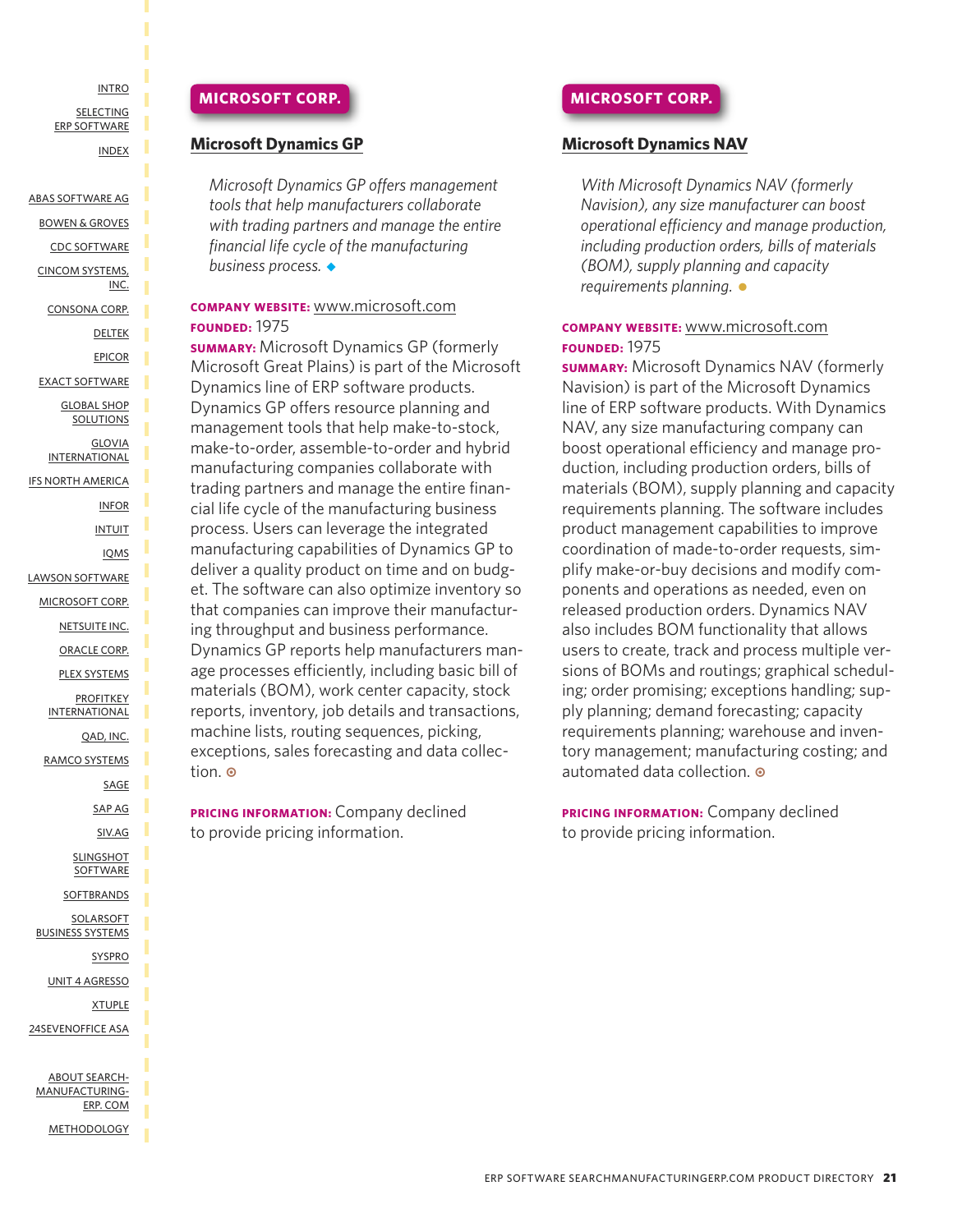## MICROSOFT CORP.

### Microsoft Dynamics GP

*Microsoft Dynamics GP offers management tools that help manufacturers collaborate with trading partners and manage the entire financial life cycle of the manufacturing business process.* ◆

**COMPANY WEBSITE:** www.microsoft.com

**FOUNDED:** 1975

**SUMMARY:** Microsoft Dynamics GP (formerly Microsoft Great Plains) is part of the Microsoft Dynamics line of ERP software products. Dynamics GP offers resource planning and management tools that help make-to-stock, make-to-order, assemble-to-order and hybrid manufacturing companies collaborate with trading partners and manage the entire financial life cycle of the manufacturing business process. Users can leverage the integrated manufacturing capabilities of Dynamics GP to deliver a quality product on time and on budget. The software can also optimize inventory so that companies can improve their manufacturing throughput and business performance. Dynamics GP reports help manufacturers manage processes efficiently, including basic bill of materials (BOM), work center capacity, stock reports, inventory, job details and transactions, machine lists, routing sequences, picking, exceptions, sales forecasting and data collection.

**PRICING INFORMATION:** Company declined to provide pricing information.

## MICROSOFT CORP.

### Microsoft Dynamics NAV

*With Microsoft Dynamics NAV (formerly Navision), any size manufacturer can boost operational efficiency and manage production, including production orders, bills of materials (BOM), supply planning and capacity requirements planning.* ●

**COMPANY WEBSITE:** www.microsoft.com

**FOUNDED:** 1975

**SUMMARY:** Microsoft Dynamics NAV (formerly Navision) is part of the Microsoft Dynamics line of ERP software products. With Dynamics NAV, any size manufacturing company can boost operational efficiency and manage production, including production orders, bills of materials (BOM), supply planning and capacity requirements planning. The software includes product management capabilities to improve coordination of made-to-order requests, simplify make-or-buy decisions and modify components and operations as needed, even on released production orders. Dynamics NAV also includes BOM functionality that allows users to create, track and process multiple versions of BOMs and routings; graphical scheduling; order promising; exceptions handling; supply planning; demand forecasting; capacity requirements planning; warehouse and inventory management; manufacturing costing; and automated data collection.

**PRICING INFORMATION:** Company declined to provide pricing information.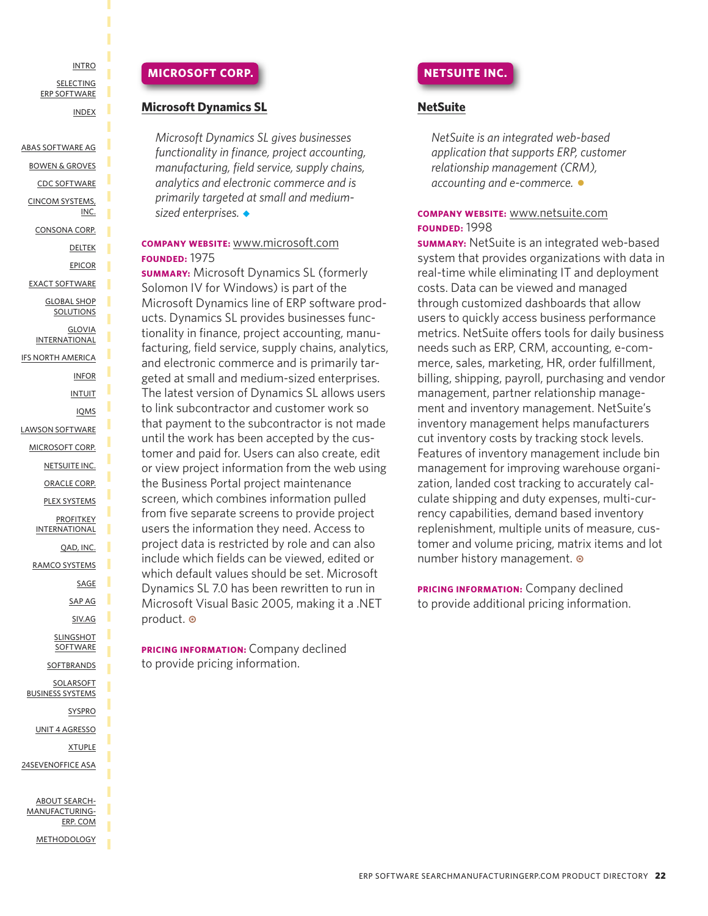## MICROSOFT CORP.

### Microsoft Dynamics SL

*Microsoft Dynamics SL gives businesses functionality in finance, project accounting, manufacturing, field service, supply chains, analytics and electronic commerce and is primarily targeted at small and medium-sized enterprises.*

**COMPANY WEBSITE:** www.microsoft.com
**FOUNDED:** 1975
**SUMMARY:** Microsoft Dynamics SL (formerly Solomon IV for Windows) is part of the Microsoft Dynamics line of ERP software products. Dynamics SL provides businesses functionality in finance, project accounting, manufacturing, field service, supply chains, analytics, and electronic commerce and is primarily targeted at small and medium-sized enterprises. The latest version of Dynamics SL allows users to link subcontractor and customer work so that payment to the subcontractor is not made until the work has been accepted by the customer and paid for. Users can also create, edit or view project information from the web using the Business Portal project maintenance screen, which combines information pulled from five separate screens to provide project users the information they need. Access to project data is restricted by role and can also include which fields can be viewed, edited or which default values should be set. Microsoft Dynamics SL 7.0 has been rewritten to run in Microsoft Visual Basic 2005, making it a .NET product.

**PRICING INFORMATION:** Company declined to provide pricing information.

## NETSUITE INC.

### NetSuite

*NetSuite is an integrated web-based application that supports ERP, customer relationship management (CRM), accounting and e-commerce.*

**COMPANY WEBSITE:** www.netsuite.com
**FOUNDED:** 1998
**SUMMARY:** NetSuite is an integrated web-based system that provides organizations with data in real-time while eliminating IT and deployment costs. Data can be viewed and managed through customized dashboards that allow users to quickly access business performance metrics. NetSuite offers tools for daily business needs such as ERP, CRM, accounting, e-commerce, sales, marketing, HR, order fulfillment, billing, shipping, payroll, purchasing and vendor management, partner relationship management and inventory management. NetSuite's inventory management helps manufacturers cut inventory costs by tracking stock levels. Features of inventory management include bin management for improving warehouse organization, landed cost tracking to accurately calculate shipping and duty expenses, multi-currency capabilities, demand based inventory replenishment, multiple units of measure, customer and volume pricing, matrix items and lot number history management.

**PRICING INFORMATION:** Company declined to provide additional pricing information.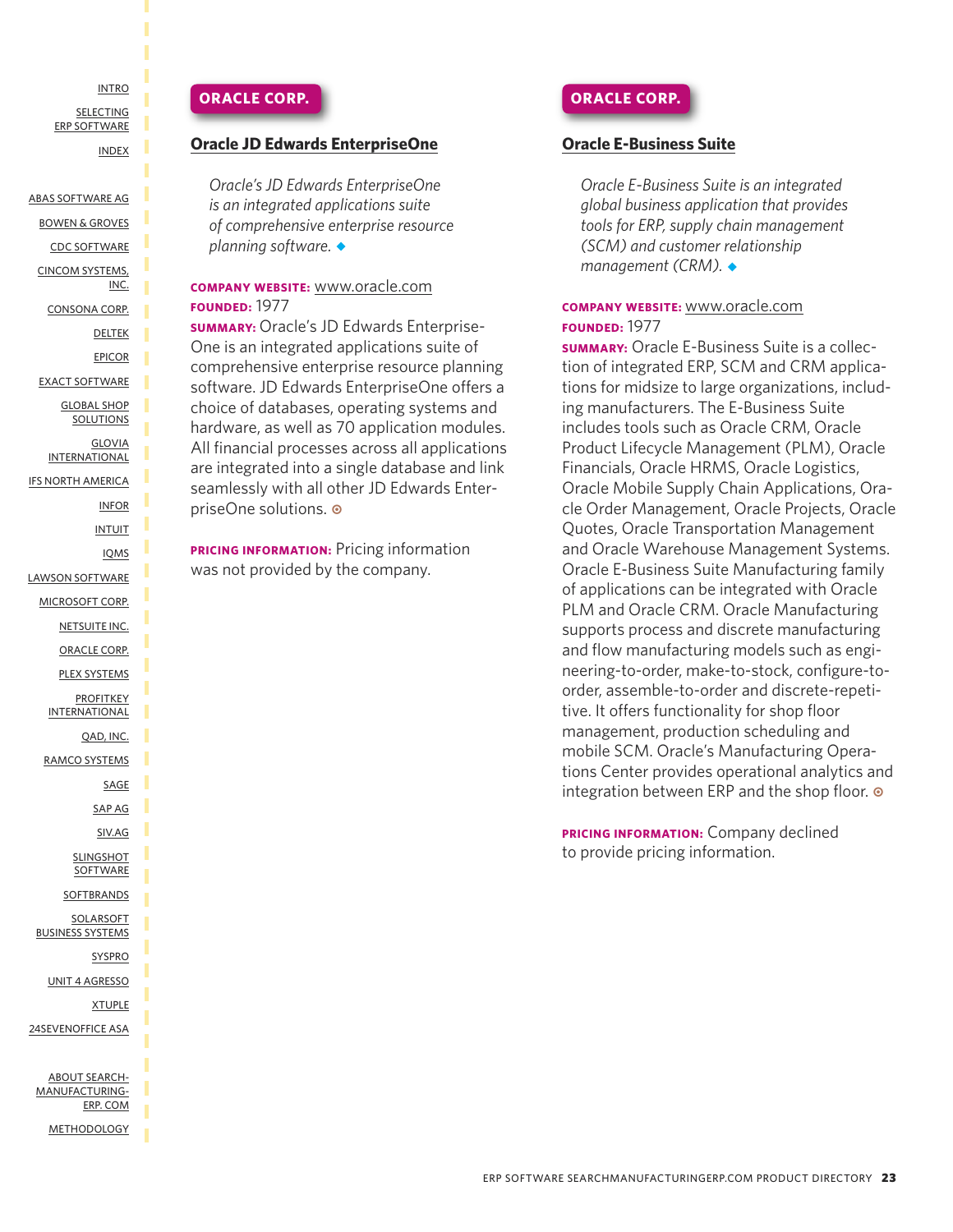## ORACLE CORP.

### Oracle JD Edwards EnterpriseOne

*Oracle's JD Edwards EnterpriseOne is an integrated applications suite of comprehensive enterprise resource planning software.* ◆

**COMPANY WEBSITE:** www.oracle.com
**FOUNDED:** 1977
**SUMMARY:** Oracle's JD Edwards EnterpriseOne is an integrated applications suite of comprehensive enterprise resource planning software. JD Edwards EnterpriseOne offers a choice of databases, operating systems and hardware, as well as 70 application modules. All financial processes across all applications are integrated into a single database and link seamlessly with all other JD Edwards EnterpriseOne solutions.

**PRICING INFORMATION:** Pricing information was not provided by the company.

## ORACLE CORP.

### Oracle E-Business Suite

*Oracle E-Business Suite is an integrated global business application that provides tools for ERP, supply chain management (SCM) and customer relationship management (CRM).* ◆

**COMPANY WEBSITE:** www.oracle.com
**FOUNDED:** 1977
**SUMMARY:** Oracle E-Business Suite is a collection of integrated ERP, SCM and CRM applications for midsize to large organizations, including manufacturers. The E-Business Suite includes tools such as Oracle CRM, Oracle Product Lifecycle Management (PLM), Oracle Financials, Oracle HRMS, Oracle Logistics, Oracle Mobile Supply Chain Applications, Oracle Order Management, Oracle Projects, Oracle Quotes, Oracle Transportation Management and Oracle Warehouse Management Systems. Oracle E-Business Suite Manufacturing family of applications can be integrated with Oracle PLM and Oracle CRM. Oracle Manufacturing supports process and discrete manufacturing and flow manufacturing models such as engineering-to-order, make-to-stock, configure-to-order, assemble-to-order and discrete-repetitive. It offers functionality for shop floor management, production scheduling and mobile SCM. Oracle's Manufacturing Operations Center provides operational analytics and integration between ERP and the shop floor.

**PRICING INFORMATION:** Company declined to provide pricing information.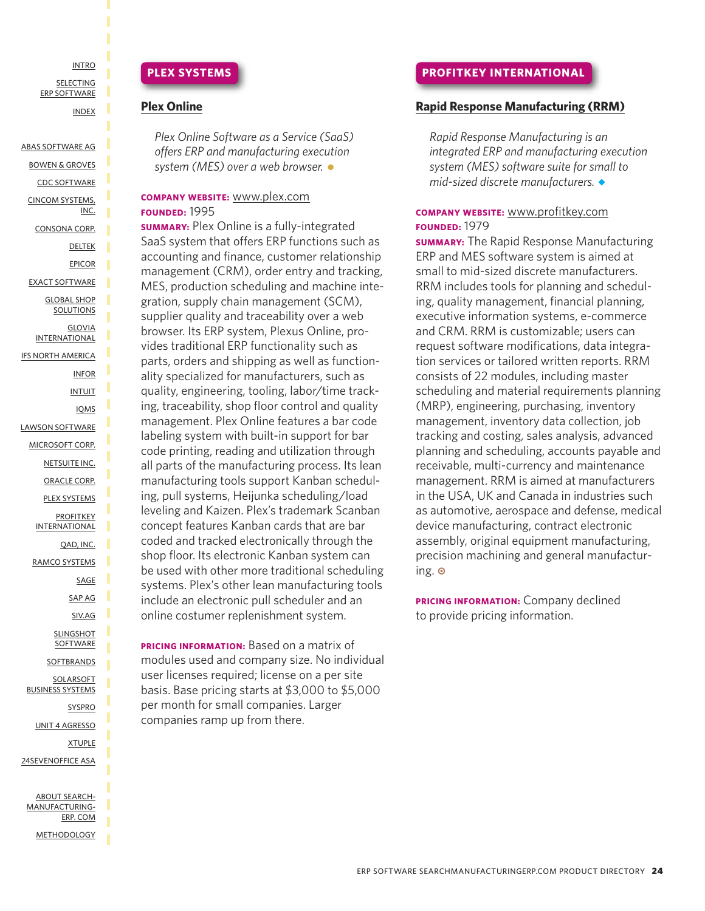## PLEX SYSTEMS

### Plex Online

*Plex Online Software as a Service (SaaS) offers ERP and manufacturing execution system (MES) over a web browser.*

**COMPANY WEBSITE:** www.plex.com

**FOUNDED:** 1995

**SUMMARY:** Plex Online is a fully-integrated SaaS system that offers ERP functions such as accounting and finance, customer relationship management (CRM), order entry and tracking, MES, production scheduling and machine integration, supply chain management (SCM), supplier quality and traceability over a web browser. Its ERP system, Plexus Online, provides traditional ERP functionality such as parts, orders and shipping as well as functionality specialized for manufacturers, such as quality, engineering, tooling, labor/time tracking, traceability, shop floor control and quality management. Plex Online features a bar code labeling system with built-in support for bar code printing, reading and utilization through all parts of the manufacturing process. Its lean manufacturing tools support Kanban scheduling, pull systems, Heijunka scheduling/load leveling and Kaizen. Plex's trademark Scanban concept features Kanban cards that are bar coded and tracked electronically through the shop floor. Its electronic Kanban system can be used with other more traditional scheduling systems. Plex's other lean manufacturing tools include an electronic pull scheduler and an online costumer replenishment system.

**PRICING INFORMATION:** Based on a matrix of modules used and company size. No individual user licenses required; license on a per site basis. Base pricing starts at $3,000 to $5,000 per month for small companies. Larger companies ramp up from there.

## PROFITKEY INTERNATIONAL

### Rapid Response Manufacturing (RRM)

*Rapid Response Manufacturing is an integrated ERP and manufacturing execution system (MES) software suite for small to mid-sized discrete manufacturers.*

**COMPANY WEBSITE:** www.profitkey.com

**FOUNDED:** 1979

**SUMMARY:** The Rapid Response Manufacturing ERP and MES software system is aimed at small to mid-sized discrete manufacturers. RRM includes tools for planning and scheduling, quality management, financial planning, executive information systems, e-commerce and CRM. RRM is customizable; users can request software modifications, data integration services or tailored written reports. RRM consists of 22 modules, including master scheduling and material requirements planning (MRP), engineering, purchasing, inventory management, inventory data collection, job tracking and costing, sales analysis, advanced planning and scheduling, accounts payable and receivable, multi-currency and maintenance management. RRM is aimed at manufacturers in the USA, UK and Canada in industries such as automotive, aerospace and defense, medical device manufacturing, contract electronic assembly, original equipment manufacturing, precision machining and general manufacturing.

**PRICING INFORMATION:** Company declined to provide pricing information.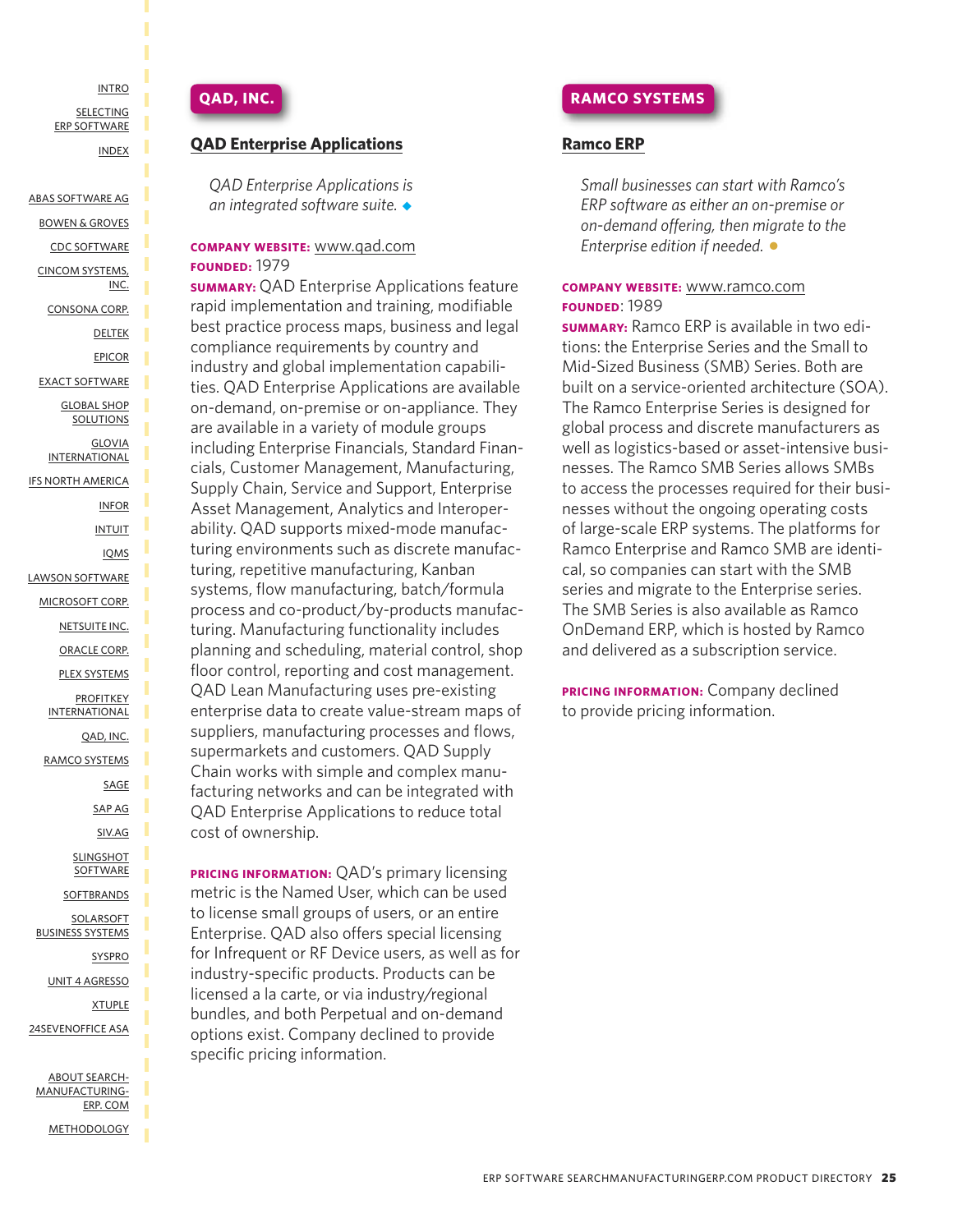## QAD, INC.

### QAD Enterprise Applications

*QAD Enterprise Applications is an integrated software suite.*

**COMPANY WEBSITE:** www.qad.com
**FOUNDED:** 1979
**SUMMARY:** QAD Enterprise Applications feature rapid implementation and training, modifiable best practice process maps, business and legal compliance requirements by country and industry and global implementation capabilities. QAD Enterprise Applications are available on-demand, on-premise or on-appliance. They are available in a variety of module groups including Enterprise Financials, Standard Financials, Customer Management, Manufacturing, Supply Chain, Service and Support, Enterprise Asset Management, Analytics and Interoperability. QAD supports mixed-mode manufacturing environments such as discrete manufacturing, repetitive manufacturing, Kanban systems, flow manufacturing, batch/formula process and co-product/by-products manufacturing. Manufacturing functionality includes planning and scheduling, material control, shop floor control, reporting and cost management. QAD Lean Manufacturing uses pre-existing enterprise data to create value-stream maps of suppliers, manufacturing processes and flows, supermarkets and customers. QAD Supply Chain works with simple and complex manufacturing networks and can be integrated with QAD Enterprise Applications to reduce total cost of ownership.

**PRICING INFORMATION:** QAD's primary licensing metric is the Named User, which can be used to license small groups of users, or an entire Enterprise. QAD also offers special licensing for Infrequent or RF Device users, as well as for industry-specific products. Products can be licensed a la carte, or via industry/regional bundles, and both Perpetual and on-demand options exist. Company declined to provide specific pricing information.

## RAMCO SYSTEMS

### Ramco ERP

*Small businesses can start with Ramco's ERP software as either an on-premise or on-demand offering, then migrate to the Enterprise edition if needed.*

**COMPANY WEBSITE:** www.ramco.com
**FOUNDED**: 1989
**SUMMARY:** Ramco ERP is available in two editions: the Enterprise Series and the Small to Mid-Sized Business (SMB) Series. Both are built on a service-oriented architecture (SOA). The Ramco Enterprise Series is designed for global process and discrete manufacturers as well as logistics-based or asset-intensive businesses. The Ramco SMB Series allows SMBs to access the processes required for their businesses without the ongoing operating costs of large-scale ERP systems. The platforms for Ramco Enterprise and Ramco SMB are identical, so companies can start with the SMB series and migrate to the Enterprise series. The SMB Series is also available as Ramco OnDemand ERP, which is hosted by Ramco and delivered as a subscription service.

**PRICING INFORMATION:** Company declined to provide pricing information.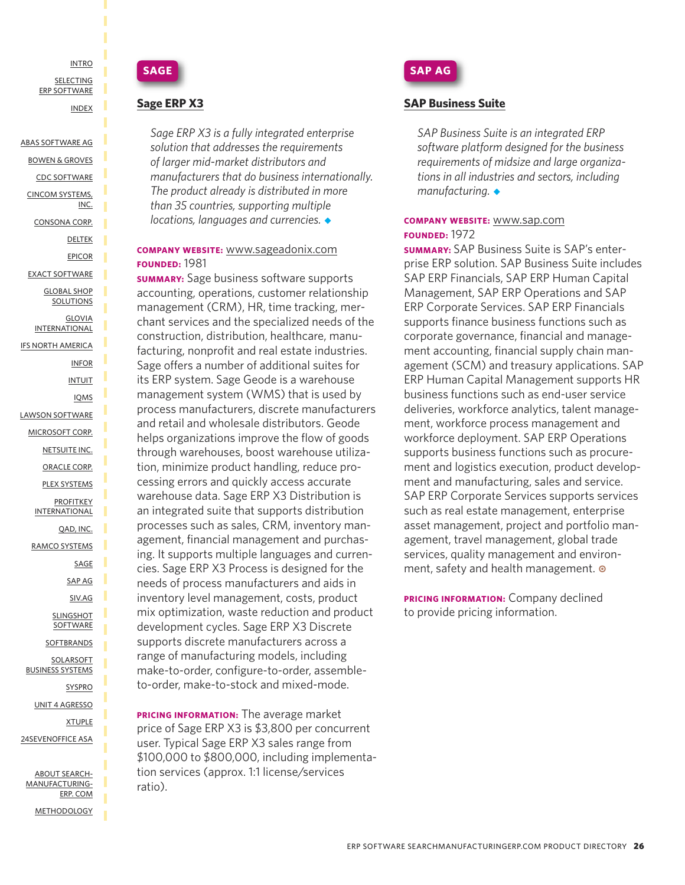## SAGE

### Sage ERP X3

*Sage ERP X3 is a fully integrated enterprise solution that addresses the requirements of larger mid-market distributors and manufacturers that do business internationally. The product already is distributed in more than 35 countries, supporting multiple locations, languages and currencies.* ◆

**COMPANY WEBSITE:** www.sageadonix.com
**FOUNDED:** 1981
**SUMMARY:** Sage business software supports accounting, operations, customer relationship management (CRM), HR, time tracking, merchant services and the specialized needs of the construction, distribution, healthcare, manufacturing, nonprofit and real estate industries. Sage offers a number of additional suites for its ERP system. Sage Geode is a warehouse management system (WMS) that is used by process manufacturers, discrete manufacturers and retail and wholesale distributors. Geode helps organizations improve the flow of goods through warehouses, boost warehouse utilization, minimize product handling, reduce processing errors and quickly access accurate warehouse data. Sage ERP X3 Distribution is an integrated suite that supports distribution processes such as sales, CRM, inventory management, financial management and purchasing. It supports multiple languages and currencies. Sage ERP X3 Process is designed for the needs of process manufacturers and aids in inventory level management, costs, product mix optimization, waste reduction and product development cycles. Sage ERP X3 Discrete supports discrete manufacturers across a range of manufacturing models, including make-to-order, configure-to-order, assemble-to-order, make-to-stock and mixed-mode.

**PRICING INFORMATION:** The average market price of Sage ERP X3 is $3,800 per concurrent user. Typical Sage ERP X3 sales range from $100,000 to $800,000, including implementation services (approx. 1:1 license/services ratio).

## SAP AG

### SAP Business Suite

*SAP Business Suite is an integrated ERP software platform designed for the business requirements of midsize and large organizations in all industries and sectors, including manufacturing.* ◆

**COMPANY WEBSITE:** www.sap.com
**FOUNDED:** 1972
**SUMMARY:** SAP Business Suite is SAP's enterprise ERP solution. SAP Business Suite includes SAP ERP Financials, SAP ERP Human Capital Management, SAP ERP Operations and SAP ERP Corporate Services. SAP ERP Financials supports finance business functions such as corporate governance, financial and management accounting, financial supply chain management (SCM) and treasury applications. SAP ERP Human Capital Management supports HR business functions such as end-user service deliveries, workforce analytics, talent management, workforce process management and workforce deployment. SAP ERP Operations supports business functions such as procurement and logistics execution, product development and manufacturing, sales and service. SAP ERP Corporate Services supports services such as real estate management, enterprise asset management, project and portfolio management, travel management, global trade services, quality management and environment, safety and health management.

**PRICING INFORMATION:** Company declined to provide pricing information.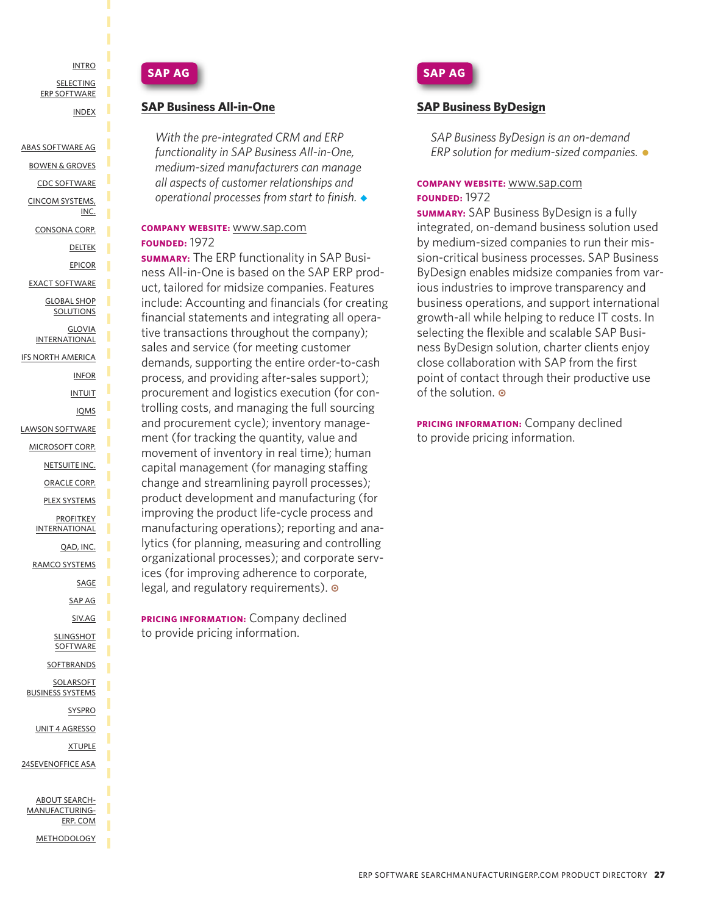## SAP AG

### SAP Business All-in-One

*With the pre-integrated CRM and ERP functionality in SAP Business All-in-One, medium-sized manufacturers can manage all aspects of customer relationships and operational processes from start to finish.*

**COMPANY WEBSITE:** www.sap.com

**FOUNDED:** 1972

**SUMMARY:** The ERP functionality in SAP Business All-in-One is based on the SAP ERP product, tailored for midsize companies. Features include: Accounting and financials (for creating financial statements and integrating all operative transactions throughout the company); sales and service (for meeting customer demands, supporting the entire order-to-cash process, and providing after-sales support); procurement and logistics execution (for controlling costs, and managing the full sourcing and procurement cycle); inventory management (for tracking the quantity, value and movement of inventory in real time); human capital management (for managing staffing change and streamlining payroll processes); product development and manufacturing (for improving the product life-cycle process and manufacturing operations); reporting and analytics (for planning, measuring and controlling organizational processes); and corporate services (for improving adherence to corporate, legal, and regulatory requirements).

**PRICING INFORMATION:** Company declined to provide pricing information.

## SAP AG

### SAP Business ByDesign

*SAP Business ByDesign is an on-demand ERP solution for medium-sized companies.*

**COMPANY WEBSITE:** www.sap.com

**FOUNDED:** 1972

**SUMMARY:** SAP Business ByDesign is a fully integrated, on-demand business solution used by medium-sized companies to run their mission-critical business processes. SAP Business ByDesign enables midsize companies from various industries to improve transparency and business operations, and support international growth-all while helping to reduce IT costs. In selecting the flexible and scalable SAP Business ByDesign solution, charter clients enjoy close collaboration with SAP from the first point of contact through their productive use of the solution.

**PRICING INFORMATION:** Company declined to provide pricing information.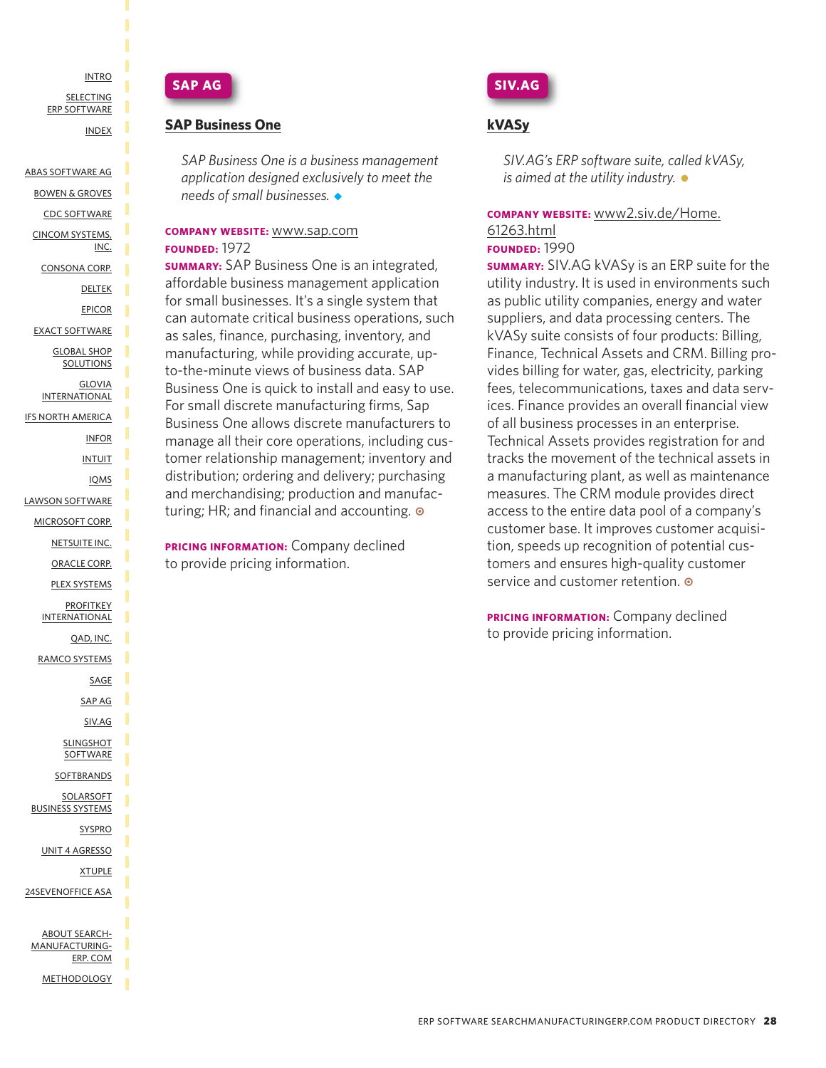## SAP AG

### SAP Business One

*SAP Business One is a business management application designed exclusively to meet the needs of small businesses.*

**COMPANY WEBSITE:** www.sap.com
**FOUNDED:** 1972
**SUMMARY:** SAP Business One is an integrated, affordable business management application for small businesses. It's a single system that can automate critical business operations, such as sales, finance, purchasing, inventory, and manufacturing, while providing accurate, up-to-the-minute views of business data. SAP Business One is quick to install and easy to use. For small discrete manufacturing firms, Sap Business One allows discrete manufacturers to manage all their core operations, including customer relationship management; inventory and distribution; ordering and delivery; purchasing and merchandising; production and manufacturing; HR; and financial and accounting.

**PRICING INFORMATION:** Company declined to provide pricing information.

## SIV.AG

### kVASy

*SIV.AG's ERP software suite, called kVASy, is aimed at the utility industry.*

**COMPANY WEBSITE:** www2.siv.de/Home.61263.html
**FOUNDED:** 1990
**SUMMARY:** SIV.AG kVASy is an ERP suite for the utility industry. It is used in environments such as public utility companies, energy and water suppliers, and data processing centers. The kVASy suite consists of four products: Billing, Finance, Technical Assets and CRM. Billing provides billing for water, gas, electricity, parking fees, telecommunications, taxes and data services. Finance provides an overall financial view of all business processes in an enterprise. Technical Assets provides registration for and tracks the movement of the technical assets in a manufacturing plant, as well as maintenance measures. The CRM module provides direct access to the entire data pool of a company's customer base. It improves customer acquisition, speeds up recognition of potential customers and ensures high-quality customer service and customer retention.

**PRICING INFORMATION:** Company declined to provide pricing information.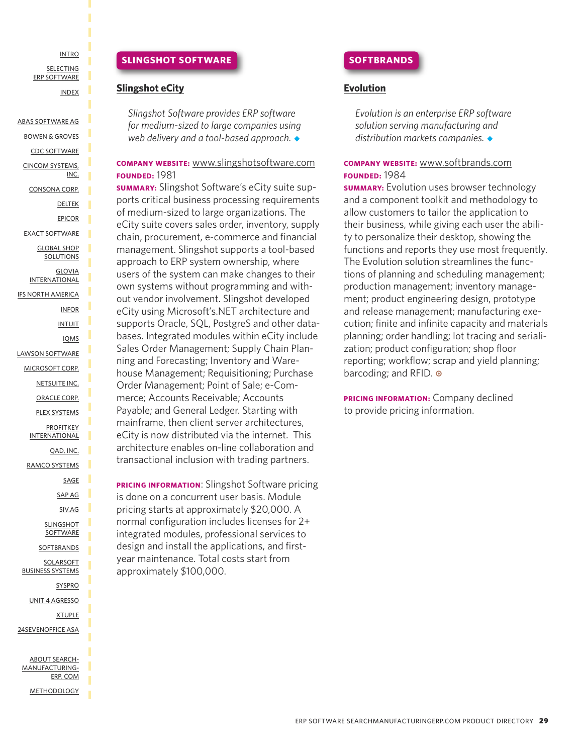## SLINGSHOT SOFTWARE

### Slingshot eCity

*Slingshot Software provides ERP software for medium-sized to large companies using web delivery and a tool-based approach.* ◆

**COMPANY WEBSITE:** www.slingshotsoftware.com
**FOUNDED:** 1981
**SUMMARY:** Slingshot Software's eCity suite supports critical business processing requirements of medium-sized to large organizations. The eCity suite covers sales order, inventory, supply chain, procurement, e-commerce and financial management. Slingshot supports a tool-based approach to ERP system ownership, where users of the system can make changes to their own systems without programming and without vendor involvement. Slingshot developed eCity using Microsoft's.NET architecture and supports Oracle, SQL, PostgreS and other databases. Integrated modules within eCity include Sales Order Management; Supply Chain Planning and Forecasting; Inventory and Warehouse Management; Requisitioning; Purchase Order Management; Point of Sale; e-Commerce; Accounts Receivable; Accounts Payable; and General Ledger. Starting with mainframe, then client server architectures, eCity is now distributed via the internet. This architecture enables on-line collaboration and transactional inclusion with trading partners.

**PRICING INFORMATION**: Slingshot Software pricing is done on a concurrent user basis. Module pricing starts at approximately $20,000. A normal configuration includes licenses for 2+ integrated modules, professional services to design and install the applications, and first-year maintenance. Total costs start from approximately $100,000.

## SOFTBRANDS

### Evolution

*Evolution is an enterprise ERP software solution serving manufacturing and distribution markets companies.* ◆

**COMPANY WEBSITE:** www.softbrands.com
**FOUNDED:** 1984
**SUMMARY:** Evolution uses browser technology and a component toolkit and methodology to allow customers to tailor the application to their business, while giving each user the ability to personalize their desktop, showing the functions and reports they use most frequently. The Evolution solution streamlines the functions of planning and scheduling management; production management; inventory management; product engineering design, prototype and release management; manufacturing execution; finite and infinite capacity and materials planning; order handling; lot tracing and serialization; product configuration; shop floor reporting; workflow; scrap and yield planning; barcoding; and RFID.

**PRICING INFORMATION:** Company declined to provide pricing information.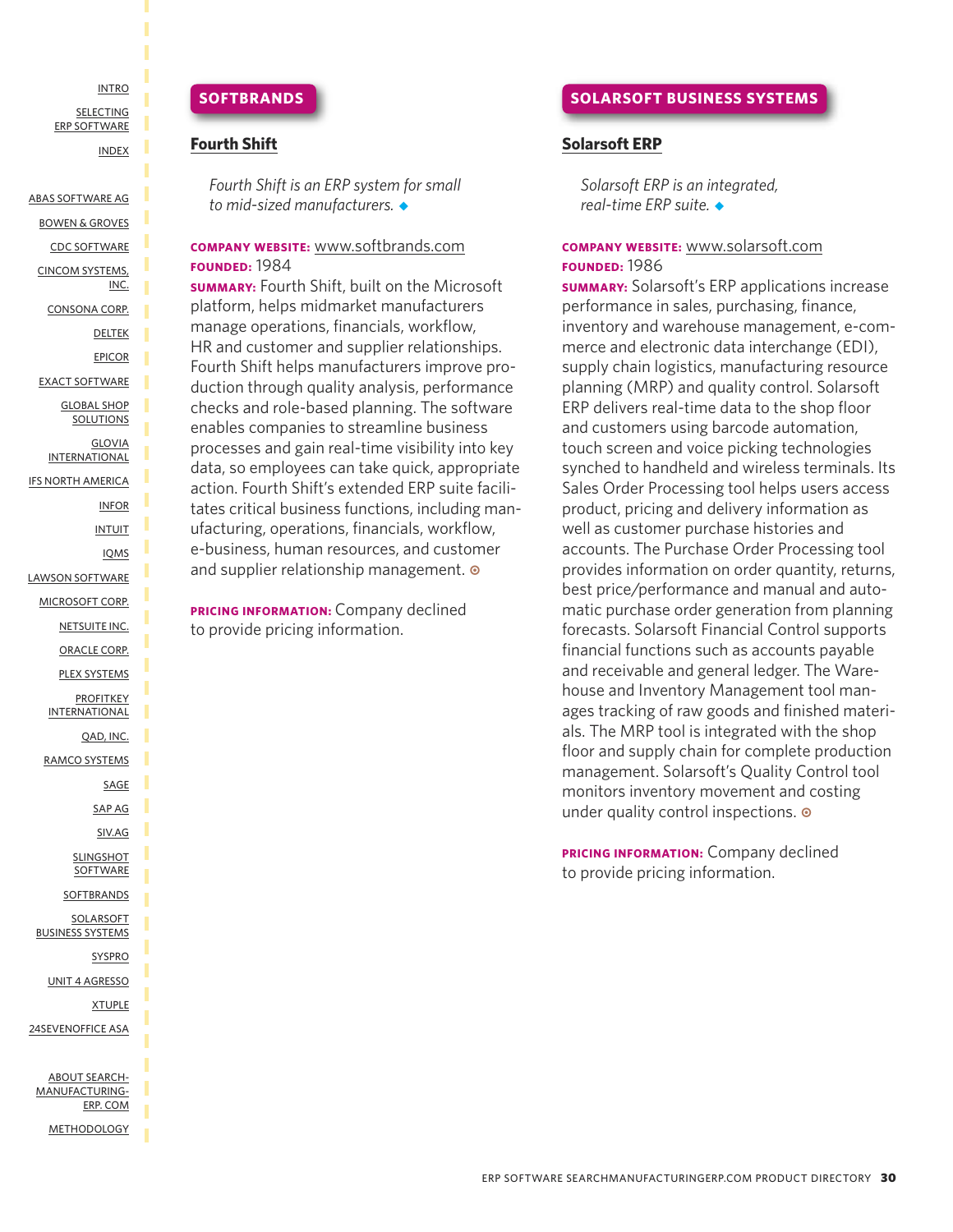## SOFTBRANDS

### Fourth Shift

*Fourth Shift is an ERP system for small to mid-sized manufacturers.* ◆

**COMPANY WEBSITE:** www.softbrands.com
**FOUNDED:** 1984
**SUMMARY:** Fourth Shift, built on the Microsoft platform, helps midmarket manufacturers manage operations, financials, workflow, HR and customer and supplier relationships. Fourth Shift helps manufacturers improve production through quality analysis, performance checks and role-based planning. The software enables companies to streamline business processes and gain real-time visibility into key data, so employees can take quick, appropriate action. Fourth Shift's extended ERP suite facilitates critical business functions, including manufacturing, operations, financials, workflow, e-business, human resources, and customer and supplier relationship management. ⊙

**PRICING INFORMATION:** Company declined to provide pricing information.

## SOLARSOFT BUSINESS SYSTEMS

### Solarsoft ERP

*Solarsoft ERP is an integrated, real-time ERP suite.* ◆

**COMPANY WEBSITE:** www.solarsoft.com
**FOUNDED:** 1986
**SUMMARY:** Solarsoft's ERP applications increase performance in sales, purchasing, finance, inventory and warehouse management, e-commerce and electronic data interchange (EDI), supply chain logistics, manufacturing resource planning (MRP) and quality control. Solarsoft ERP delivers real-time data to the shop floor and customers using barcode automation, touch screen and voice picking technologies synched to handheld and wireless terminals. Its Sales Order Processing tool helps users access product, pricing and delivery information as well as customer purchase histories and accounts. The Purchase Order Processing tool provides information on order quantity, returns, best price/performance and manual and automatic purchase order generation from planning forecasts. Solarsoft Financial Control supports financial functions such as accounts payable and receivable and general ledger. The Warehouse and Inventory Management tool manages tracking of raw goods and finished materials. The MRP tool is integrated with the shop floor and supply chain for complete production management. Solarsoft's Quality Control tool monitors inventory movement and costing under quality control inspections. ⊙

**PRICING INFORMATION:** Company declined to provide pricing information.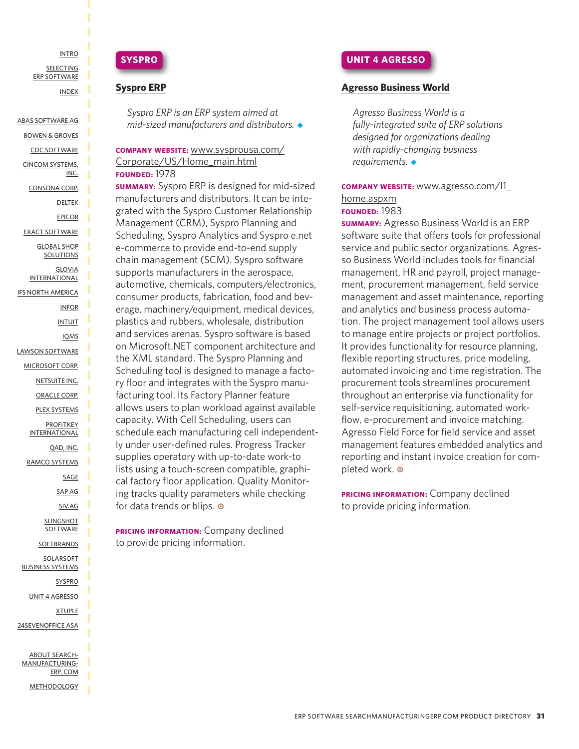## SYSPRO

### Syspro ERP

*Syspro ERP is an ERP system aimed at mid-sized manufacturers and distributors.*

**COMPANY WEBSITE:** www.sysprousa.com/Corporate/US/Home_main.html
**FOUNDED:** 1978
**SUMMARY:** Syspro ERP is designed for mid-sized manufacturers and distributors. It can be integrated with the Syspro Customer Relationship Management (CRM), Syspro Planning and Scheduling, Syspro Analytics and Syspro e.net e-commerce to provide end-to-end supply chain management (SCM). Syspro software supports manufacturers in the aerospace, automotive, chemicals, computers/electronics, consumer products, fabrication, food and beverage, machinery/equipment, medical devices, plastics and rubbers, wholesale, distribution and services arenas. Syspro software is based on Microsoft.NET component architecture and the XML standard. The Syspro Planning and Scheduling tool is designed to manage a factory floor and integrates with the Syspro manufacturing tool. Its Factory Planner feature allows users to plan workload against available capacity. With Cell Scheduling, users can schedule each manufacturing cell independently under user-defined rules. Progress Tracker supplies operatory with up-to-date work-to lists using a touch-screen compatible, graphical factory floor application. Quality Monitoring tracks quality parameters while checking for data trends or blips.

**PRICING INFORMATION:** Company declined to provide pricing information.

## UNIT 4 AGRESSO

### Agresso Business World

*Agresso Business World is a fully-integrated suite of ERP solutions designed for organizations dealing with rapidly-changing business requirements.*

**COMPANY WEBSITE:** www.agresso.com/l1_home.aspxm
**FOUNDED:** 1983
**SUMMARY:** Agresso Business World is an ERP software suite that offers tools for professional service and public sector organizations. Agresso Business World includes tools for financial management, HR and payroll, project management, procurement management, field service management and asset maintenance, reporting and analytics and business process automation. The project management tool allows users to manage entire projects or project portfolios. It provides functionality for resource planning, flexible reporting structures, price modeling, automated invoicing and time registration. The procurement tools streamlines procurement throughout an enterprise via functionality for self-service requisitioning, automated workflow, e-procurement and invoice matching. Agresso Field Force for field service and asset management features embedded analytics and reporting and instant invoice creation for completed work.

**PRICING INFORMATION:** Company declined to provide pricing information.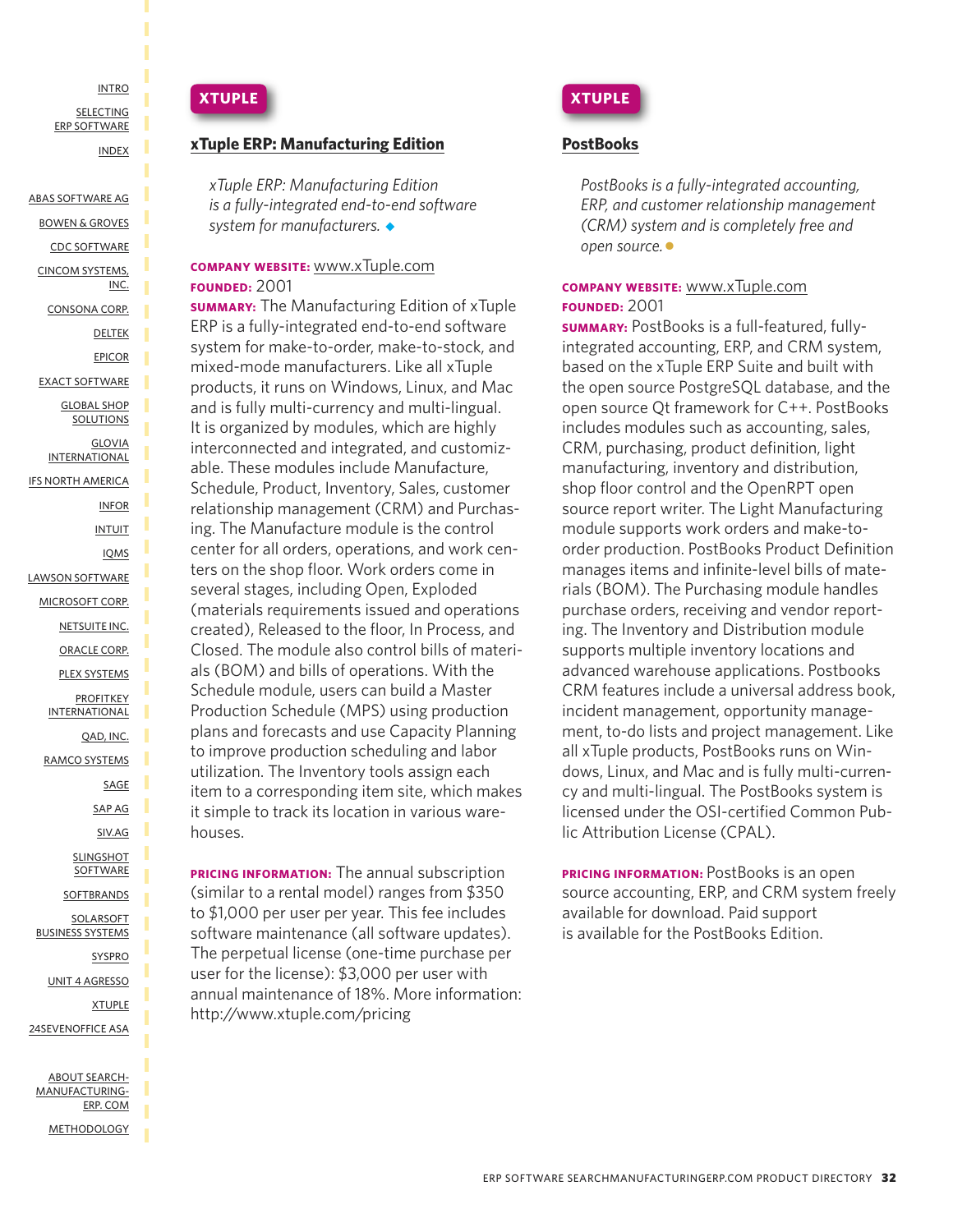XTUPLE

## xTuple ERP: Manufacturing Edition

*xTuple ERP: Manufacturing Edition is a fully-integrated end-to-end software system for manufacturers.*

**COMPANY WEBSITE:** www.xTuple.com
**FOUNDED:** 2001
**SUMMARY:** The Manufacturing Edition of xTuple ERP is a fully-integrated end-to-end software system for make-to-order, make-to-stock, and mixed-mode manufacturers. Like all xTuple products, it runs on Windows, Linux, and Mac and is fully multi-currency and multi-lingual. It is organized by modules, which are highly interconnected and integrated, and customizable. These modules include Manufacture, Schedule, Product, Inventory, Sales, customer relationship management (CRM) and Purchasing. The Manufacture module is the control center for all orders, operations, and work centers on the shop floor. Work orders come in several stages, including Open, Exploded (materials requirements issued and operations created), Released to the floor, In Process, and Closed. The module also control bills of materials (BOM) and bills of operations. With the Schedule module, users can build a Master Production Schedule (MPS) using production plans and forecasts and use Capacity Planning to improve production scheduling and labor utilization. The Inventory tools assign each item to a corresponding item site, which makes it simple to track its location in various warehouses.

**PRICING INFORMATION:** The annual subscription (similar to a rental model) ranges from $350 to $1,000 per user per year. This fee includes software maintenance (all software updates). The perpetual license (one-time purchase per user for the license): $3,000 per user with annual maintenance of 18%. More information: http://www.xtuple.com/pricing

XTUPLE

## PostBooks

*PostBooks is a fully-integrated accounting, ERP, and customer relationship management (CRM) system and is completely free and open source.*

**COMPANY WEBSITE:** www.xTuple.com
**FOUNDED:** 2001
**SUMMARY:** PostBooks is a full-featured, fully-integrated accounting, ERP, and CRM system, based on the xTuple ERP Suite and built with the open source PostgreSQL database, and the open source Qt framework for C++. PostBooks includes modules such as accounting, sales, CRM, purchasing, product definition, light manufacturing, inventory and distribution, shop floor control and the OpenRPT open source report writer. The Light Manufacturing module supports work orders and make-to-order production. PostBooks Product Definition manages items and infinite-level bills of materials (BOM). The Purchasing module handles purchase orders, receiving and vendor reporting. The Inventory and Distribution module supports multiple inventory locations and advanced warehouse applications. Postbooks CRM features include a universal address book, incident management, opportunity management, to-do lists and project management. Like all xTuple products, PostBooks runs on Windows, Linux, and Mac and is fully multi-currency and multi-lingual. The PostBooks system is licensed under the OSI-certified Common Public Attribution License (CPAL).

**PRICING INFORMATION:** PostBooks is an open source accounting, ERP, and CRM system freely available for download. Paid support is available for the PostBooks Edition.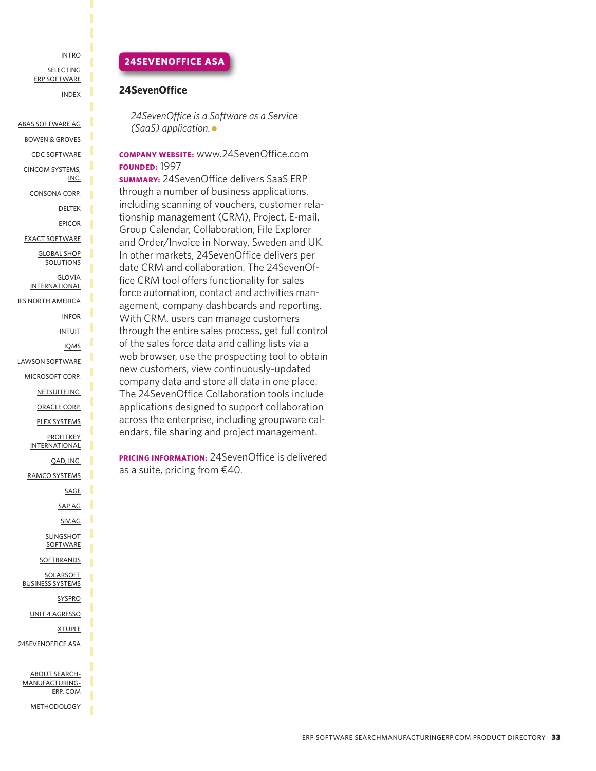# 24SEVENOFFICE ASA

## 24SevenOffice

*24SevenOffice is a Software as a Service (SaaS) application.*

**COMPANY WEBSITE:** www.24SevenOffice.com
**FOUNDED:** 1997
**SUMMARY:** 24SevenOffice delivers SaaS ERP through a number of business applications, including scanning of vouchers, customer relationship management (CRM), Project, E-mail, Group Calendar, Collaboration, File Explorer and Order/Invoice in Norway, Sweden and UK. In other markets, 24SevenOffice delivers per date CRM and collaboration. The 24SevenOffice CRM tool offers functionality for sales force automation, contact and activities management, company dashboards and reporting. With CRM, users can manage customers through the entire sales process, get full control of the sales force data and calling lists via a web browser, use the prospecting tool to obtain new customers, view continuously-updated company data and store all data in one place. The 24SevenOffice Collaboration tools include applications designed to support collaboration across the enterprise, including groupware calendars, file sharing and project management.

**PRICING INFORMATION:** 24SevenOffice is delivered as a suite, pricing from €40.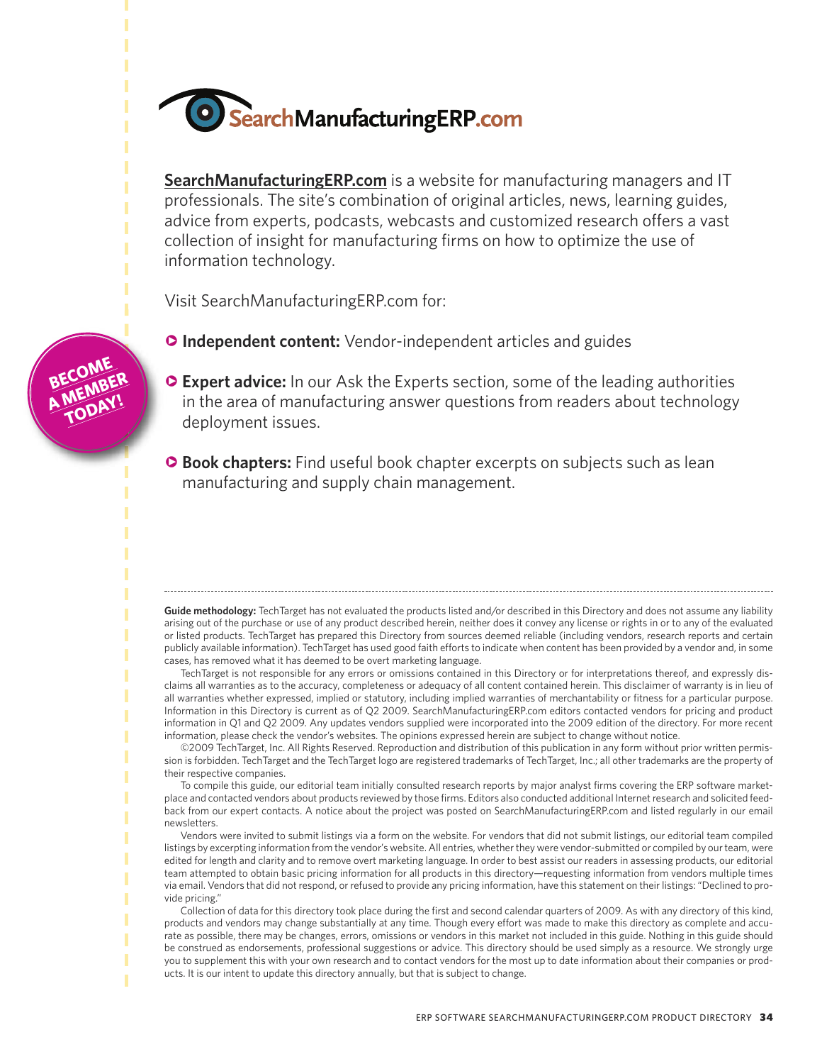# SearchManufacturingERP.com

**SearchManufacturingERP.com** is a website for manufacturing managers and IT professionals. The site's combination of original articles, news, learning guides, advice from experts, podcasts, webcasts and customized research offers a vast collection of insight for manufacturing firms on how to optimize the use of information technology.

Visit SearchManufacturingERP.com for:

BECOME A MEMBER TODAY!

- **Independent content:** Vendor-independent articles and guides
- **Expert advice:** In our Ask the Experts section, some of the leading authorities in the area of manufacturing answer questions from readers about technology deployment issues.
- **Book chapters:** Find useful book chapter excerpts on subjects such as lean manufacturing and supply chain management.

---

**Guide methodology:** TechTarget has not evaluated the products listed and/or described in this Directory and does not assume any liability arising out of the purchase or use of any product described herein, neither does it convey any license or rights in or to any of the evaluated or listed products. TechTarget has prepared this Directory from sources deemed reliable (including vendors, research reports and certain publicly available information). TechTarget has used good faith efforts to indicate when content has been provided by a vendor and, in some cases, has removed what it has deemed to be overt marketing language.

TechTarget is not responsible for any errors or omissions contained in this Directory or for interpretations thereof, and expressly disclaims all warranties as to the accuracy, completeness or adequacy of all content contained herein. This disclaimer of warranty is in lieu of all warranties whether expressed, implied or statutory, including implied warranties of merchantability or fitness for a particular purpose. Information in this Directory is current as of Q2 2009. SearchManufacturingERP.com editors contacted vendors for pricing and product information in Q1 and Q2 2009. Any updates vendors supplied were incorporated into the 2009 edition of the directory. For more recent information, please check the vendor's websites. The opinions expressed herein are subject to change without notice.

©2009 TechTarget, Inc. All Rights Reserved. Reproduction and distribution of this publication in any form without prior written permission is forbidden. TechTarget and the TechTarget logo are registered trademarks of TechTarget, Inc.; all other trademarks are the property of their respective companies.

To compile this guide, our editorial team initially consulted research reports by major analyst firms covering the ERP software marketplace and contacted vendors about products reviewed by those firms. Editors also conducted additional Internet research and solicited feedback from our expert contacts. A notice about the project was posted on SearchManufacturingERP.com and listed regularly in our email newsletters.

Vendors were invited to submit listings via a form on the website. For vendors that did not submit listings, our editorial team compiled listings by excerpting information from the vendor's website. All entries, whether they were vendor-submitted or compiled by our team, were edited for length and clarity and to remove overt marketing language. In order to best assist our readers in assessing products, our editorial team attempted to obtain basic pricing information for all products in this directory—requesting information from vendors multiple times via email. Vendors that did not respond, or refused to provide any pricing information, have this statement on their listings: "Declined to provide pricing."

Collection of data for this directory took place during the first and second calendar quarters of 2009. As with any directory of this kind, products and vendors may change substantially at any time. Though every effort was made to make this directory as complete and accurate as possible, there may be changes, errors, omissions or vendors in this market not included in this guide. Nothing in this guide should be construed as endorsements, professional suggestions or advice. This directory should be used simply as a resource. We strongly urge you to supplement this with your own research and to contact vendors for the most up to date information about their companies or products. It is our intent to update this directory annually, but that is subject to change.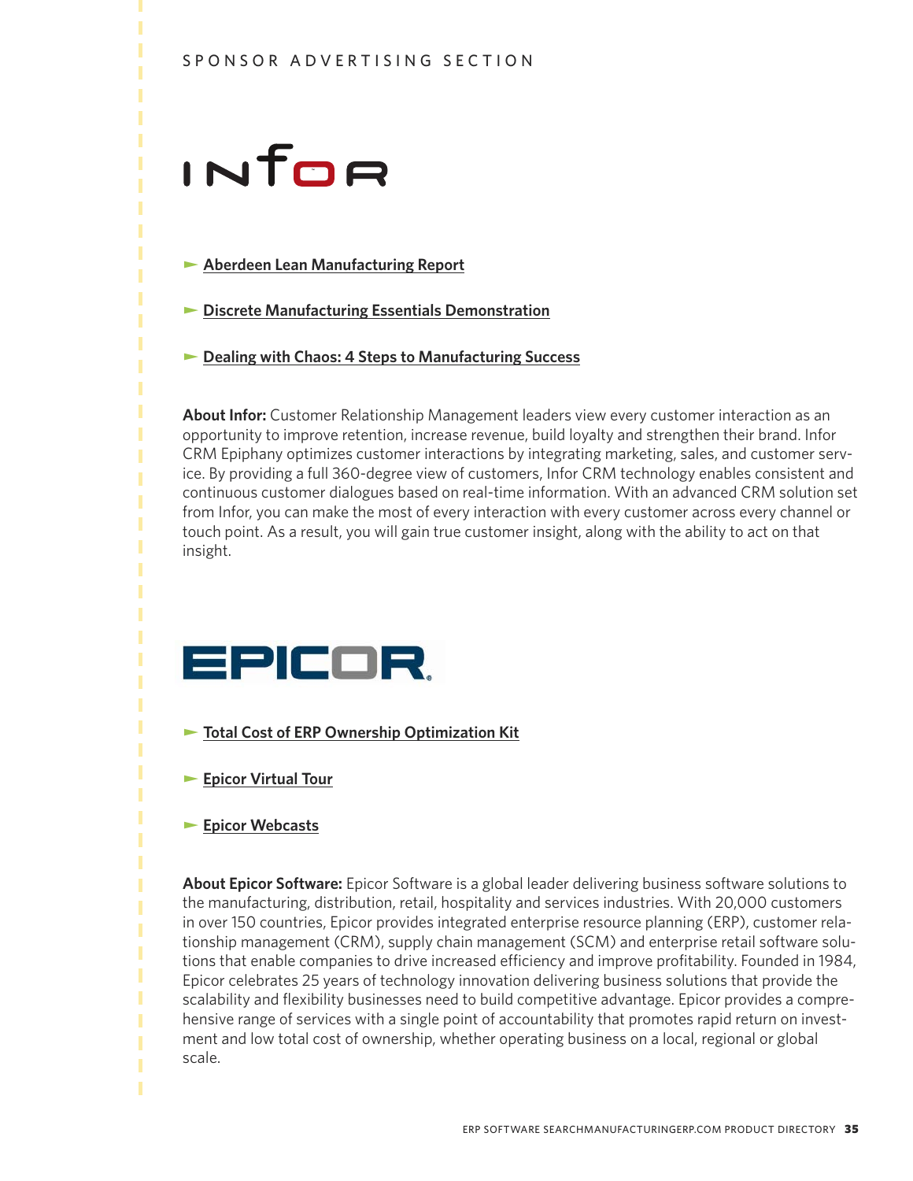SPONSOR ADVERTISING SECTION

# INFOR

- **Aberdeen Lean Manufacturing Report**
- **Discrete Manufacturing Essentials Demonstration**
- **Dealing with Chaos: 4 Steps to Manufacturing Success**

**About Infor:** Customer Relationship Management leaders view every customer interaction as an opportunity to improve retention, increase revenue, build loyalty and strengthen their brand. Infor CRM Epiphany optimizes customer interactions by integrating marketing, sales, and customer service. By providing a full 360-degree view of customers, Infor CRM technology enables consistent and continuous customer dialogues based on real-time information. With an advanced CRM solution set from Infor, you can make the most of every interaction with every customer across every channel or touch point. As a result, you will gain true customer insight, along with the ability to act on that insight.

# EPICOR

- **Total Cost of ERP Ownership Optimization Kit**
- **Epicor Virtual Tour**
- **Epicor Webcasts**

**About Epicor Software:** Epicor Software is a global leader delivering business software solutions to the manufacturing, distribution, retail, hospitality and services industries. With 20,000 customers in over 150 countries, Epicor provides integrated enterprise resource planning (ERP), customer relationship management (CRM), supply chain management (SCM) and enterprise retail software solutions that enable companies to drive increased efficiency and improve profitability. Founded in 1984, Epicor celebrates 25 years of technology innovation delivering business solutions that provide the scalability and flexibility businesses need to build competitive advantage. Epicor provides a comprehensive range of services with a single point of accountability that promotes rapid return on investment and low total cost of ownership, whether operating business on a local, regional or global scale.